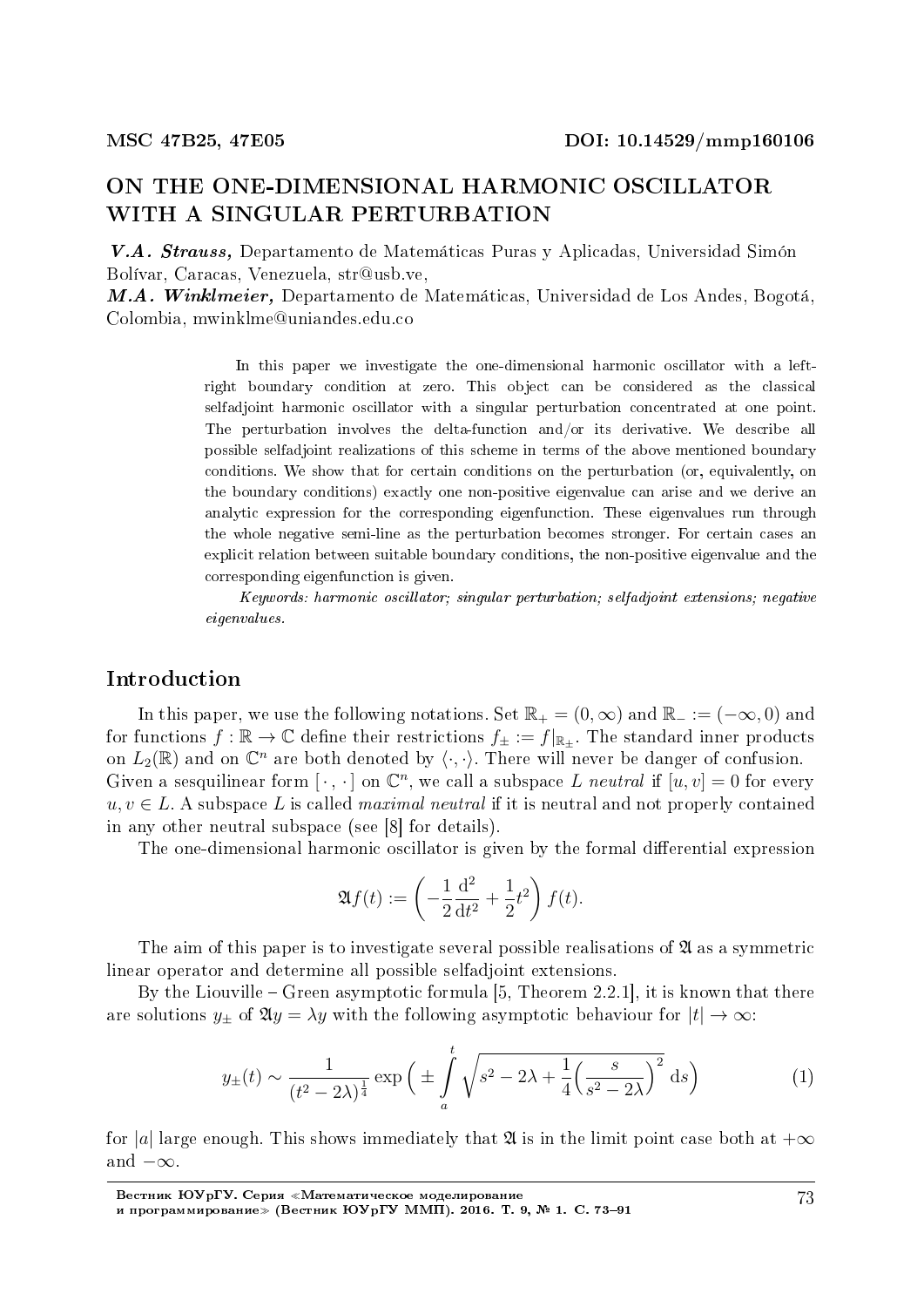MSC 47B25, 47E05 DOI: 10.14529/mmp160106

# ON THE ONE-DIMENSIONAL HARMONIC OSCILLATOR WITH A SINGULAR PERTURBATION

***V.A. Strauss,*** Departamento de Matemáticas Puras y Aplicadas, Universidad Simón Bolívar, Caracas, Venezuela, str@usb.ve,
***M.A. Winklmeier,*** Departamento de Matemáticas, Universidad de Los Andes, Bogotá, Colombia, mwinklme@uniandes.edu.co

In this paper we investigate the one-dimensional harmonic oscillator with a left-right boundary condition at zero. This object can be considered as the classical selfadjoint harmonic oscillator with a singular perturbation concentrated at one point. The perturbation involves the delta-function and/or its derivative. We describe all possible selfadjoint realizations of this scheme in terms of the above mentioned boundary conditions. We show that for certain conditions on the perturbation (or, equivalently, on the boundary conditions) exactly one non-positive eigenvalue can arise and we derive an analytic expression for the corresponding eigenfunction. These eigenvalues run through the whole negative semi-line as the perturbation becomes stronger. For certain cases an explicit relation between suitable boundary conditions, the non-positive eigenvalue and the corresponding eigenfunction is given.

*Keywords: harmonic oscillator; singular perturbation; selfadjoint extensions; negative eigenvalues.*

## Introduction

In this paper, we use the following notations. Set $\mathbb{R}_+ = (0, \infty)$ and $\mathbb{R}_- := (-\infty, 0)$ and for functions $f : \mathbb{R} \to \mathbb{C}$ define their restrictions $f_\pm := f|_{\mathbb{R}_\pm}$. The standard inner products on $L_2(\mathbb{R})$ and on $\mathbb{C}^n$ are both denoted by $\langle \cdot, \cdot \rangle$. There will never be danger of confusion. Given a sesquilinear form $[\,\cdot\,, \cdot\,]$ on $\mathbb{C}^n$, we call a subspace $L$ *neutral* if $[u, v] = 0$ for every $u, v \in L$. A subspace $L$ is called *maximal neutral* if it is neutral and not properly contained in any other neutral subspace (see [8] for details).

The one-dimensional harmonic oscillator is given by the formal differential expression

$$\mathfrak{A}f(t) := \left( -\frac{1}{2}\frac{\mathrm{d}^2}{\mathrm{d}t^2} + \frac{1}{2}t^2 \right) f(t).$$

The aim of this paper is to investigate several possible realisations of $\mathfrak{A}$ as a symmetric linear operator and determine all possible selfadjoint extensions.

By the Liouville – Green asymptotic formula [5, Theorem 2.2.1], it is known that there are solutions $y_\pm$ of $\mathfrak{A}y = \lambda y$ with the following asymptotic behaviour for $|t| \to \infty$:

$$y_\pm(t) \sim \frac{1}{(t^2 - 2\lambda)^{\frac{1}{4}}} \exp\Big( \pm \int\limits_a^t \sqrt{s^2 - 2\lambda + \frac{1}{4}\Big(\frac{s}{s^2 - 2\lambda}\Big)^2}\ \mathrm{d}s \Big) \tag{1}$$

for $|a|$ large enough. This shows immediately that $\mathfrak{A}$ is in the limit point case both at $+\infty$ and $-\infty$.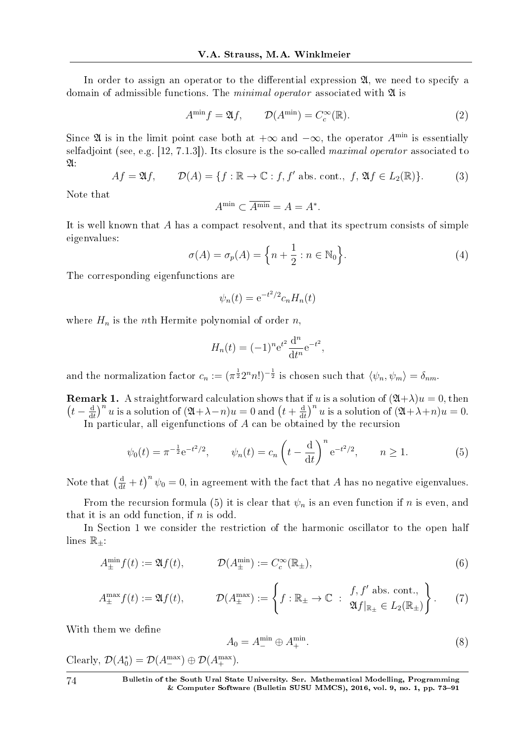In order to assign an operator to the differential expression $\mathfrak{A}$, we need to specify a domain of admissible functions. The *minimal operator* associated with $\mathfrak{A}$ is

$$A^{\min} f = \mathfrak{A} f, \qquad \mathcal{D}(A^{\min}) = C_c^\infty(\mathbb{R}). \tag{2}$$

Since $\mathfrak{A}$ is in the limit point case both at $+\infty$ and $-\infty$, the operator $A^{\min}$ is essentially selfadjoint (see, e.g. [12, 7.1.3]). Its closure is the so-called *maximal operator* associated to $\mathfrak{A}$:

$$Af = \mathfrak{A} f, \qquad \mathcal{D}(A) = \{f : \mathbb{R} \to \mathbb{C} : f, f' \text{ abs. cont.}, \ f, \mathfrak{A} f \in L_2(\mathbb{R})\}. \tag{3}$$

Note that

$$A^{\min} \subset \overline{A^{\min}} = A = A^*.$$

It is well known that $A$ has a compact resolvent, and that its spectrum consists of simple eigenvalues:

$$\sigma(A) = \sigma_p(A) = \Big\{ n + \frac{1}{2} : n \in \mathbb{N}_0 \Big\}. \tag{4}$$

The corresponding eigenfunctions are

$$\psi_n(t) = \mathrm{e}^{-t^2/2} c_n H_n(t)$$

where $H_n$ is the $n$th Hermite polynomial of order $n$,

$$H_n(t) = (-1)^n \mathrm{e}^{t^2} \frac{\mathrm{d}^n}{\mathrm{d}t^n} \mathrm{e}^{-t^2},$$

and the normalization factor $c_n := (\pi^{\frac{1}{2}} 2^n n!)^{-\frac{1}{2}}$ is chosen such that $\langle \psi_n, \psi_m \rangle = \delta_{nm}$.

**Remark 1.** A straightforward calculation shows that if $u$ is a solution of $(\mathfrak{A}+\lambda)u = 0$, then $\left(t - \frac{\mathrm{d}}{\mathrm{d}t}\right)^n u$ is a solution of $(\mathfrak{A}+\lambda-n)u = 0$ and $\left(t + \frac{\mathrm{d}}{\mathrm{d}t}\right)^n u$ is a solution of $(\mathfrak{A}+\lambda+n)u = 0$.

In particular, all eigenfunctions of $A$ can be obtained by the recursion

$$\psi_0(t) = \pi^{-\frac{1}{2}} \mathrm{e}^{-t^2/2}, \qquad \psi_n(t) = c_n \left( t - \frac{\mathrm{d}}{\mathrm{d}t} \right)^n \mathrm{e}^{-t^2/2}, \qquad n \geq 1. \tag{5}$$

Note that $\left(\frac{\mathrm{d}}{\mathrm{d}t} + t\right)^n \psi_0 = 0$, in agreement with the fact that $A$ has no negative eigenvalues.

From the recursion formula (5) it is clear that $\psi_n$ is an even function if $n$ is even, and that it is an odd function, if $n$ is odd.

In Section 1 we consider the restriction of the harmonic oscillator to the open half lines $\mathbb{R}_\pm$:

$$A_\pm^{\min} f(t) := \mathfrak{A} f(t), \qquad \mathcal{D}(A_\pm^{\min}) := C_c^\infty(\mathbb{R}_\pm), \tag{6}$$

$$A_\pm^{\max} f(t) := \mathfrak{A} f(t), \qquad \mathcal{D}(A_\pm^{\max}) := \left\{ f : \mathbb{R}_\pm \to \mathbb{C} \ : \ \begin{array}{c} f, f' \text{ abs. cont.}, \\ \mathfrak{A} f|_{\mathbb{R}_\pm} \in L_2(\mathbb{R}_\pm) \end{array} \right\}. \tag{7}$$

With them we define

$$A_0 = A_-^{\min} \oplus A_+^{\min}. \tag{8}$$

Clearly, $\mathcal{D}(A_0^*) = \mathcal{D}(A_-^{\max}) \oplus \mathcal{D}(A_+^{\max})$.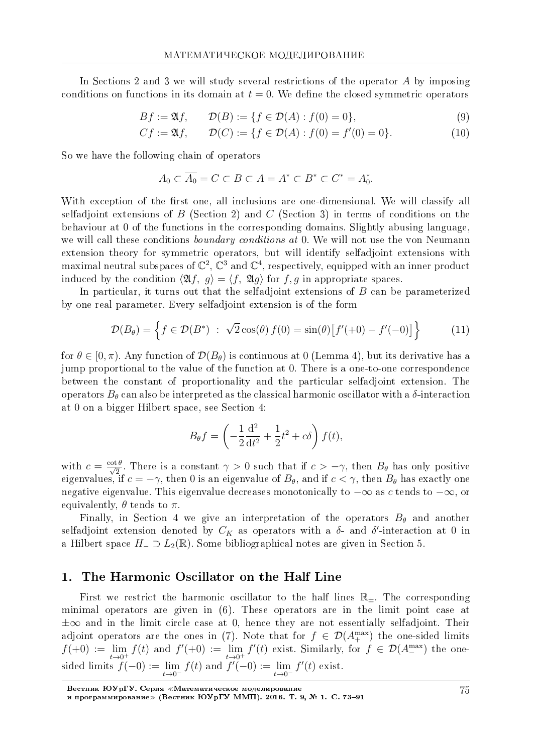In Sections 2 and 3 we will study several restrictions of the operator $A$ by imposing conditions on functions in its domain at $t = 0$. We define the closed symmetric operators

$$Bf := \mathfrak{A}f, \qquad \mathcal{D}(B) := \{f \in \mathcal{D}(A) : f(0) = 0\}, \tag{9}$$

$$Cf := \mathfrak{A}f, \qquad \mathcal{D}(C) := \{f \in \mathcal{D}(A) : f(0) = f'(0) = 0\}. \tag{10}$$

So we have the following chain of operators

$$A_0 \subset \overline{A_0} = C \subset B \subset A = A^* \subset B^* \subset C^* = A_0^*.$$

With exception of the first one, all inclusions are one-dimensional. We will classify all selfadjoint extensions of $B$ (Section 2) and $C$ (Section 3) in terms of conditions on the behaviour at 0 of the functions in the corresponding domains. Slightly abusing language, we will call these conditions *boundary conditions at* 0. We will not use the von Neumann extension theory for symmetric operators, but will identify selfadjoint extensions with maximal neutral subspaces of $\mathbb{C}^2$, $\mathbb{C}^3$ and $\mathbb{C}^4$, respectively, equipped with an inner product induced by the condition $\langle \mathfrak{A}f,\ g\rangle = \langle f,\ \mathfrak{A}g\rangle$ for $f, g$ in appropriate spaces.

In particular, it turns out that the selfadjoint extensions of $B$ can be parameterized by one real parameter. Every selfadjoint extension is of the form

$$\mathcal{D}(B_\theta) = \Big\{ f \in \mathcal{D}(B^*) \ : \ \sqrt{2}\cos(\theta)\, f(0) = \sin(\theta)\big[f'(+0) - f'(-0)\big] \Big\} \tag{11}$$

for $\theta \in [0, \pi)$. Any function of $\mathcal{D}(B_\theta)$ is continuous at 0 (Lemma 4), but its derivative has a jump proportional to the value of the function at 0. There is a one-to-one correspondence between the constant of proportionality and the particular selfadjoint extension. The operators $B_\theta$ can also be interpreted as the classical harmonic oscillator with a $\delta$-interaction at 0 on a bigger Hilbert space, see Section 4:

$$B_\theta f = \left( -\frac{1}{2}\frac{\mathrm{d}^2}{\mathrm{d}t^2} + \frac{1}{2}t^2 + c\delta \right) f(t),$$

with $c = \frac{\cot\theta}{\sqrt{2}}$. There is a constant $\gamma > 0$ such that if $c > -\gamma$, then $B_\theta$ has only positive eigenvalues, if $c = -\gamma$, then 0 is an eigenvalue of $B_\theta$, and if $c < \gamma$, then $B_\theta$ has exactly one negative eigenvalue. This eigenvalue decreases monotonically to $-\infty$ as $c$ tends to $-\infty$, or equivalently, $\theta$ tends to $\pi$.

Finally, in Section 4 we give an interpretation of the operators $B_\theta$ and another selfadjoint extension denoted by $C_K$ as operators with a $\delta$- and $\delta'$-interaction at 0 in a Hilbert space $H_- \supset L_2(\mathbb{R})$. Some bibliographical notes are given in Section 5.

## 1. The Harmonic Oscillator on the Half Line

First we restrict the harmonic oscillator to the half lines $\mathbb{R}_\pm$. The corresponding minimal operators are given in (6). These operators are in the limit point case at $\pm\infty$ and in the limit circle case at 0, hence they are not essentially selfadjoint. Their adjoint operators are the ones in (7). Note that for $f \in \mathcal{D}(A_+^{\max})$ the one-sided limits $f(+0) := \lim\limits_{t \to 0^+} f(t)$ and $f'(+0) := \lim\limits_{t \to 0^+} f'(t)$ exist. Similarly, for $f \in \mathcal{D}(A_-^{\max})$ the one-sided limits $f(-0) := \lim\limits_{t \to 0^-} f(t)$ and $f'(-0) := \lim\limits_{t \to 0^-} f'(t)$ exist.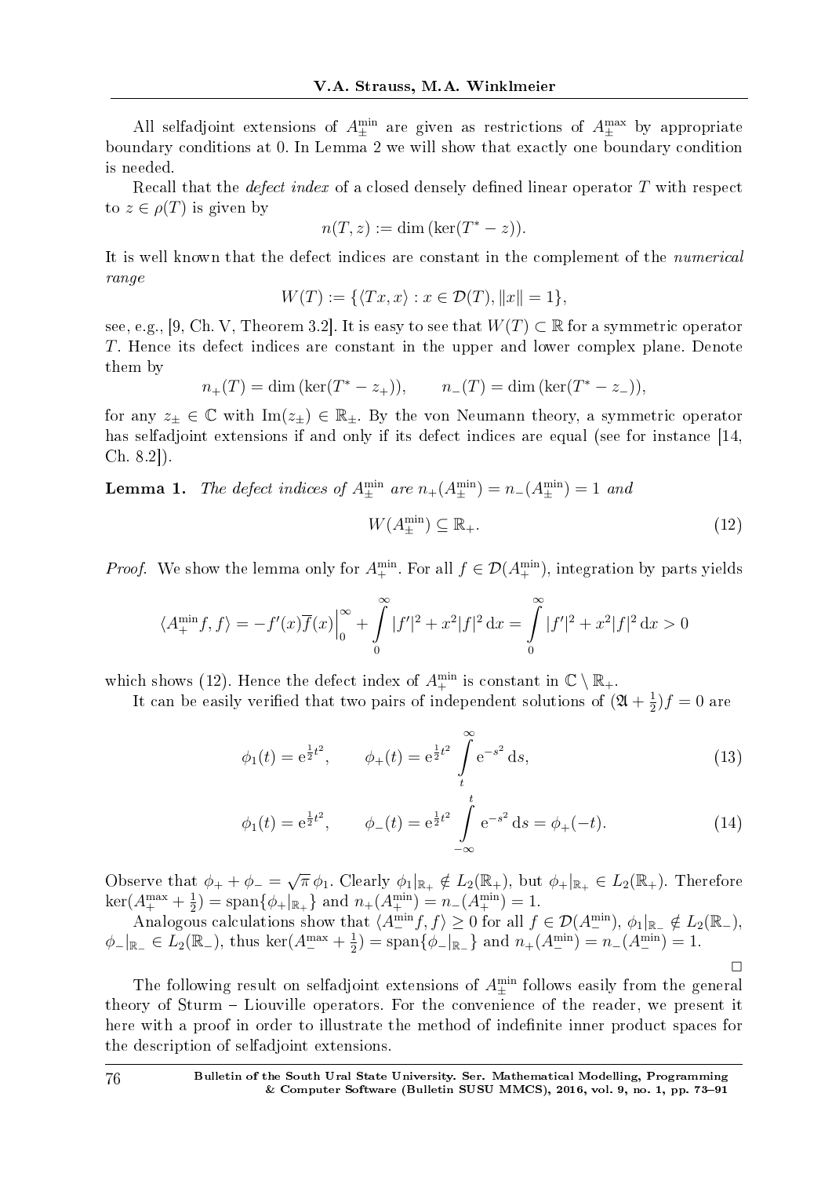All selfadjoint extensions of $A_\pm^{\min}$ are given as restrictions of $A_\pm^{\max}$ by appropriate boundary conditions at 0. In Lemma 2 we will show that exactly one boundary condition is needed.

Recall that the *defect index* of a closed densely defined linear operator $T$ with respect to $z \in \rho(T)$ is given by

$$n(T, z) := \dim\left(\ker(T^* - z)\right).$$

It is well known that the defect indices are constant in the complement of the *numerical range*

$$W(T) := \{\langle Tx, x\rangle : x \in \mathcal{D}(T), \|x\| = 1\},$$

see, e.g., [9, Ch. V, Theorem 3.2]. It is easy to see that $W(T) \subset \mathbb{R}$ for a symmetric operator $T$. Hence its defect indices are constant in the upper and lower complex plane. Denote them by

$$n_+(T) = \dim\left(\ker(T^* - z_+)\right), \qquad n_-(T) = \dim\left(\ker(T^* - z_-)\right),$$

for any $z_\pm \in \mathbb{C}$ with $\operatorname{Im}(z_\pm) \in \mathbb{R}_\pm$. By the von Neumann theory, a symmetric operator has selfadjoint extensions if and only if its defect indices are equal (see for instance [14, Ch. 8.2]).

**Lemma 1.** *The defect indices of $A_\pm^{\min}$ are $n_+(A_\pm^{\min}) = n_-(A_\pm^{\min}) = 1$ and*

$$W(A_\pm^{\min}) \subseteq \mathbb{R}_+. \tag{12}$$

*Proof.* We show the lemma only for $A_+^{\min}$. For all $f \in \mathcal{D}(A_+^{\min})$, integration by parts yields

$$\langle A_+^{\min} f, f\rangle = -f'(x)\overline{f}(x)\Big|_0^\infty + \int_0^\infty |f'|^2 + x^2|f|^2 \,\mathrm{d}x = \int_0^\infty |f'|^2 + x^2|f|^2 \,\mathrm{d}x > 0$$

which shows (12). Hence the defect index of $A_+^{\min}$ is constant in $\mathbb{C} \setminus \mathbb{R}_+$.

It can be easily verified that two pairs of independent solutions of $(\mathfrak{A} + \frac{1}{2})f = 0$ are

$$\phi_1(t) = \mathrm{e}^{\frac{1}{2}t^2}, \qquad \phi_+(t) = \mathrm{e}^{\frac{1}{2}t^2} \int_t^\infty \mathrm{e}^{-s^2}\,\mathrm{d}s, \tag{13}$$

$$\phi_1(t) = \mathrm{e}^{\frac{1}{2}t^2}, \qquad \phi_-(t) = \mathrm{e}^{\frac{1}{2}t^2} \int_{-\infty}^t \mathrm{e}^{-s^2}\,\mathrm{d}s = \phi_+(-t). \tag{14}$$

Observe that $\phi_+ + \phi_- = \sqrt{\pi}\,\phi_1$. Clearly $\phi_1|_{\mathbb{R}_+} \notin L_2(\mathbb{R}_+)$, but $\phi_+|_{\mathbb{R}_+} \in L_2(\mathbb{R}_+)$. Therefore $\ker(A_+^{\max} + \frac{1}{2}) = \operatorname{span}\{\phi_+|_{\mathbb{R}_+}\}$ and $n_+(A_+^{\min}) = n_-(A_+^{\min}) = 1$.

Analogous calculations show that $\langle A_-^{\min} f, f\rangle \geq 0$ for all $f \in \mathcal{D}(A_-^{\min})$, $\phi_1|_{\mathbb{R}_-} \notin L_2(\mathbb{R}_-)$, $\phi_-|_{\mathbb{R}_-} \in L_2(\mathbb{R}_-)$, thus $\ker(A_-^{\max} + \frac{1}{2}) = \operatorname{span}\{\phi_-|_{\mathbb{R}_-}\}$ and $n_+(A_-^{\min}) = n_-(A_-^{\min}) = 1$.

□

The following result on selfadjoint extensions of $A_\pm^{\min}$ follows easily from the general theory of Sturm – Liouville operators. For the convenience of the reader, we present it here with a proof in order to illustrate the method of indefinite inner product spaces for the description of selfadjoint extensions.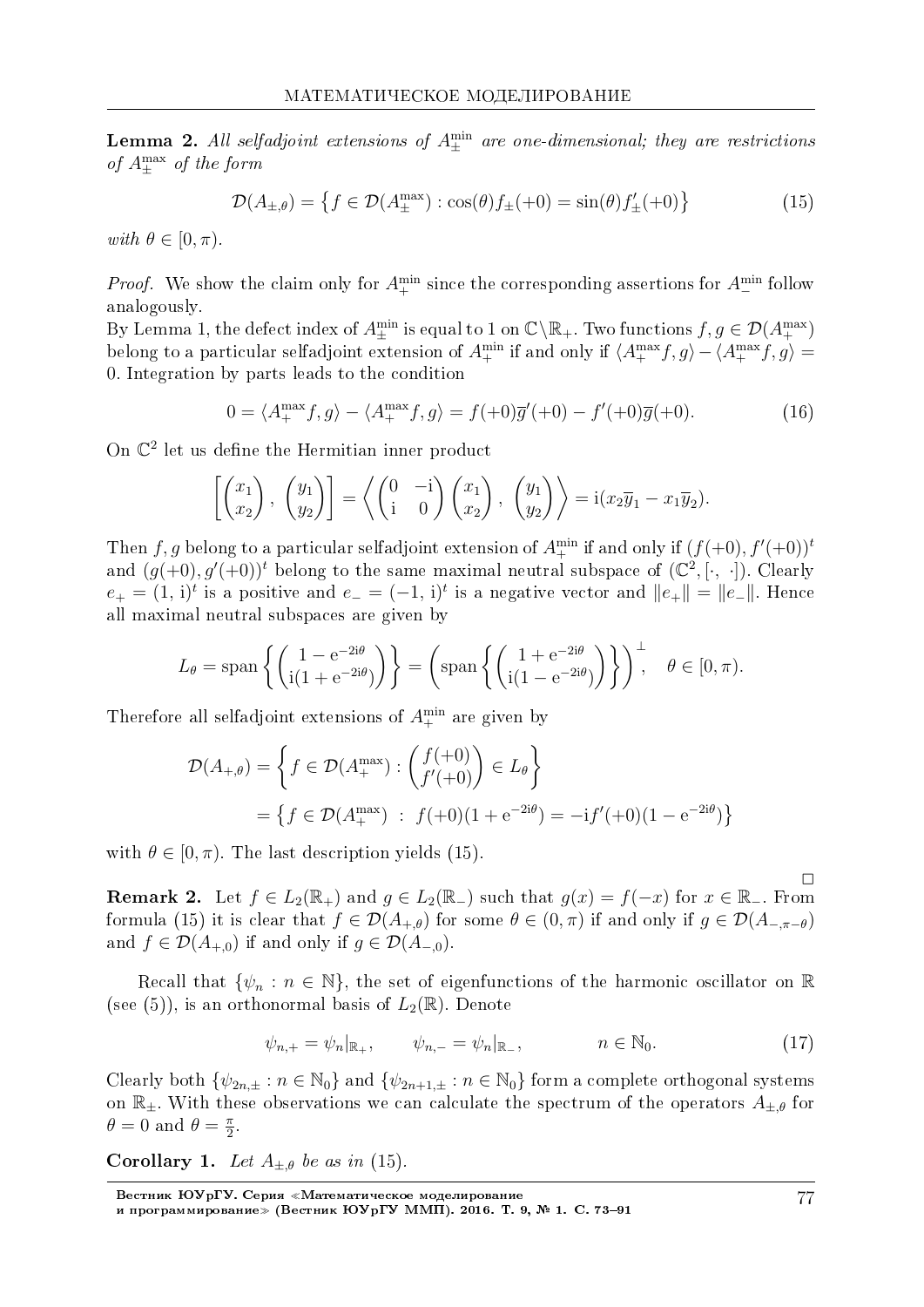**Lemma 2.** *All selfadjoint extensions of $A_\pm^{\min}$ are one-dimensional; they are restrictions of $A_\pm^{\max}$ of the form*

$$\mathcal{D}(A_{\pm,\theta}) = \left\{ f \in \mathcal{D}(A_\pm^{\max}) : \cos(\theta) f_\pm(+0) = \sin(\theta) f'_\pm(+0) \right\} \tag{15}$$

*with* $\theta \in [0, \pi)$.

*Proof.* We show the claim only for $A_+^{\min}$ since the corresponding assertions for $A_-^{\min}$ follow analogously.

By Lemma 1, the defect index of $A_\pm^{\min}$ is equal to 1 on $\mathbb{C}\backslash\mathbb{R}_+$. Two functions $f, g \in \mathcal{D}(A_+^{\max})$ belong to a particular selfadjoint extension of $A_+^{\min}$ if and only if $\langle A_+^{\max} f, g\rangle - \langle A_+^{\max} f, g\rangle = 0$. Integration by parts leads to the condition

$$0 = \langle A_+^{\max} f, g\rangle - \langle A_+^{\max} f, g\rangle = f(+0)\overline{g}'(+0) - f'(+0)\overline{g}(+0). \tag{16}$$

On $\mathbb{C}^2$ let us define the Hermitian inner product

$$\left[ \begin{pmatrix} x_1 \\ x_2 \end{pmatrix}, \begin{pmatrix} y_1 \\ y_2 \end{pmatrix} \right] = \left\langle \begin{pmatrix} 0 & -\mathrm{i} \\ \mathrm{i} & 0 \end{pmatrix} \begin{pmatrix} x_1 \\ x_2 \end{pmatrix}, \begin{pmatrix} y_1 \\ y_2 \end{pmatrix} \right\rangle = \mathrm{i}(x_2\overline{y}_1 - x_1\overline{y}_2).$$

Then $f, g$ belong to a particular selfadjoint extension of $A_+^{\min}$ if and only if $(f(+0), f'(+0))^t$ and $(g(+0), g'(+0))^t$ belong to the same maximal neutral subspace of $(\mathbb{C}^2, [\cdot, \cdot])$. Clearly $e_+ = (1, \mathrm{i})^t$ is a positive and $e_- = (-1, \mathrm{i})^t$ is a negative vector and $\|e_+\| = \|e_-\|$. Hence all maximal neutral subspaces are given by

$$L_\theta = \operatorname{span}\left\{ \begin{pmatrix} 1 - \mathrm{e}^{-2\mathrm{i}\theta} \\ \mathrm{i}(1 + \mathrm{e}^{-2\mathrm{i}\theta}) \end{pmatrix} \right\} = \left( \operatorname{span}\left\{ \begin{pmatrix} 1 + \mathrm{e}^{-2\mathrm{i}\theta} \\ \mathrm{i}(1 - \mathrm{e}^{-2\mathrm{i}\theta}) \end{pmatrix} \right\} \right)^\perp, \quad \theta \in [0, \pi).$$

Therefore all selfadjoint extensions of $A_+^{\min}$ are given by

$$\begin{aligned} \mathcal{D}(A_{+,\theta}) &= \left\{ f \in \mathcal{D}(A_+^{\max}) : \begin{pmatrix} f(+0) \\ f'(+0) \end{pmatrix} \in L_\theta \right\} \\ &= \left\{ f \in \mathcal{D}(A_+^{\max}) \;:\; f(+0)(1 + \mathrm{e}^{-2\mathrm{i}\theta}) = -\mathrm{i} f'(+0)(1 - \mathrm{e}^{-2\mathrm{i}\theta}) \right\} \end{aligned}$$

with $\theta \in [0, \pi)$. The last description yields (15).

□

**Remark 2.** Let $f \in L_2(\mathbb{R}_+)$ and $g \in L_2(\mathbb{R}_-)$ such that $g(x) = f(-x)$ for $x \in \mathbb{R}_-$. From formula (15) it is clear that $f \in \mathcal{D}(A_{+,\theta})$ for some $\theta \in (0, \pi)$ if and only if $g \in \mathcal{D}(A_{-,\pi-\theta})$ and $f \in \mathcal{D}(A_{+,0})$ if and only if $g \in \mathcal{D}(A_{-,0})$.

Recall that $\{\psi_n : n \in \mathbb{N}\}$, the set of eigenfunctions of the harmonic oscillator on $\mathbb{R}$ (see (5)), is an orthonormal basis of $L_2(\mathbb{R})$. Denote

$$\psi_{n,+} = \psi_n|_{\mathbb{R}_+}, \qquad \psi_{n,-} = \psi_n|_{\mathbb{R}_-}, \qquad\qquad n \in \mathbb{N}_0. \tag{17}$$

Clearly both $\{\psi_{2n,\pm} : n \in \mathbb{N}_0\}$ and $\{\psi_{2n+1,\pm} : n \in \mathbb{N}_0\}$ form a complete orthogonal systems on $\mathbb{R}_\pm$. With these observations we can calculate the spectrum of the operators $A_{\pm,\theta}$ for $\theta = 0$ and $\theta = \frac{\pi}{2}$.

**Corollary 1.** *Let $A_{\pm,\theta}$ be as in (15).*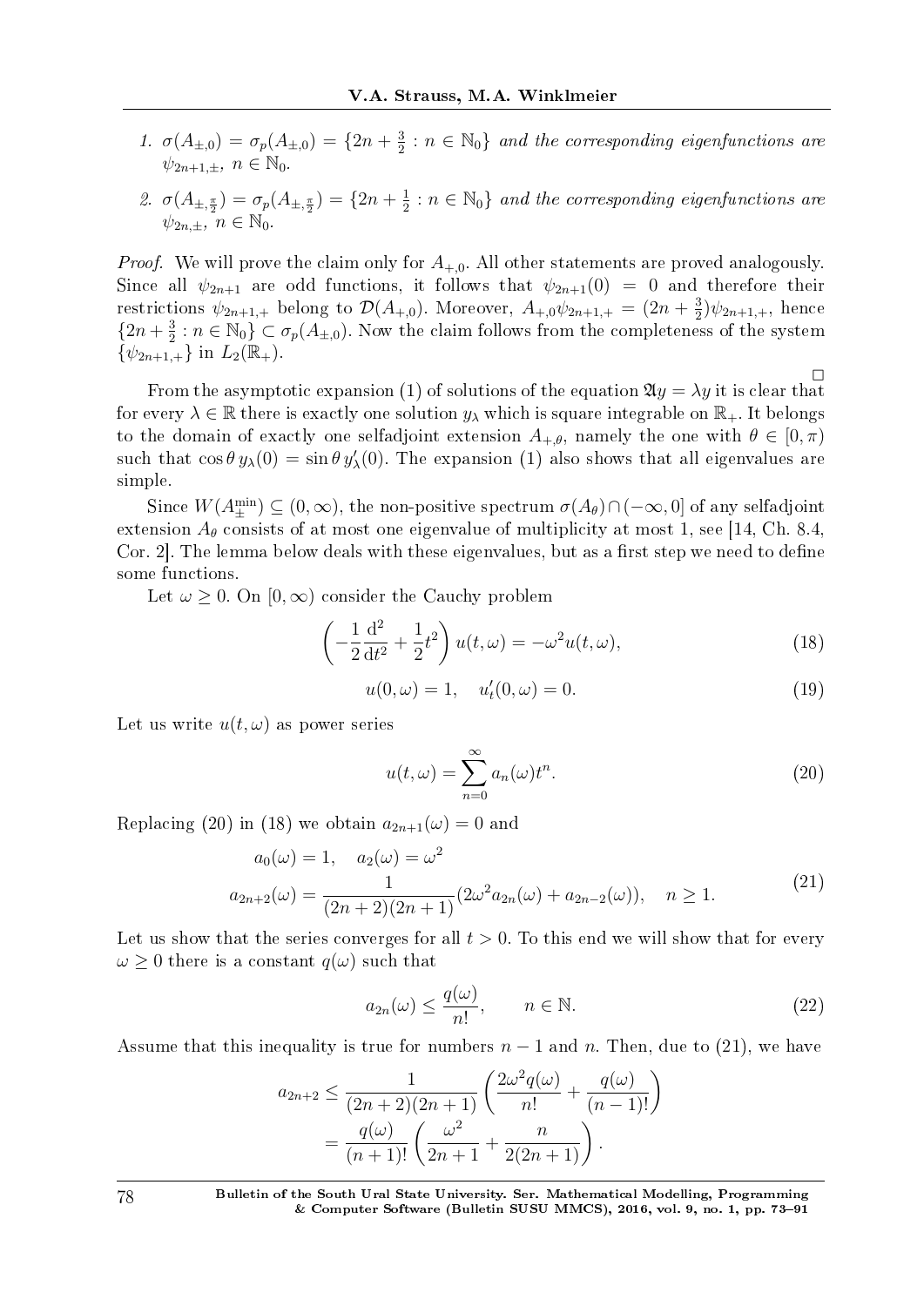1. $\sigma(A_{\pm,0}) = \sigma_p(A_{\pm,0}) = \{2n + \frac{3}{2} : n \in \mathbb{N}_0\}$ *and the corresponding eigenfunctions are* $\psi_{2n+1,\pm}$, $n \in \mathbb{N}_0$.
2. $\sigma(A_{\pm,\frac{\pi}{2}}) = \sigma_p(A_{\pm,\frac{\pi}{2}}) = \{2n + \frac{1}{2} : n \in \mathbb{N}_0\}$ *and the corresponding eigenfunctions are* $\psi_{2n,\pm}$, $n \in \mathbb{N}_0$.

*Proof.* We will prove the claim only for $A_{+,0}$. All other statements are proved analogously. Since all $\psi_{2n+1}$ are odd functions, it follows that $\psi_{2n+1}(0) = 0$ and therefore their restrictions $\psi_{2n+1,+}$ belong to $\mathcal{D}(A_{+,0})$. Moreover, $A_{+,0}\psi_{2n+1,+} = (2n+\frac{3}{2})\psi_{2n+1,+}$, hence $\{2n + \frac{3}{2} : n \in \mathbb{N}_0\} \subset \sigma_p(A_{\pm,0})$. Now the claim follows from the completeness of the system $\{\psi_{2n+1,+}\}$ in $L_2(\mathbb{R}_+)$.

□

From the asymptotic expansion (1) of solutions of the equation $\mathfrak{A}y = \lambda y$ it is clear that for every $\lambda \in \mathbb{R}$ there is exactly one solution $y_\lambda$ which is square integrable on $\mathbb{R}_+$. It belongs to the domain of exactly one selfadjoint extension $A_{+,\theta}$, namely the one with $\theta \in [0, \pi)$ such that $\cos\theta\, y_\lambda(0) = \sin\theta\, y'_\lambda(0)$. The expansion (1) also shows that all eigenvalues are simple.

Since $W(A^{\min}_{\pm}) \subseteq (0, \infty)$, the non-positive spectrum $\sigma(A_\theta) \cap (-\infty, 0]$ of any selfadjoint extension $A_\theta$ consists of at most one eigenvalue of multiplicity at most 1, see [14, Ch. 8.4, Cor. 2]. The lemma below deals with these eigenvalues, but as a first step we need to define some functions.

Let $\omega \geq 0$. On $[0, \infty)$ consider the Cauchy problem

$$\left(-\frac{1}{2}\frac{\mathrm{d}^2}{\mathrm{d}t^2} + \frac{1}{2}t^2\right) u(t,\omega) = -\omega^2 u(t,\omega), \tag{18}$$

$$u(0,\omega) = 1, \quad u'_t(0,\omega) = 0. \tag{19}$$

Let us write $u(t,\omega)$ as power series

$$u(t,\omega) = \sum_{n=0}^{\infty} a_n(\omega) t^n. \tag{20}$$

Replacing (20) in (18) we obtain $a_{2n+1}(\omega) = 0$ and

$$\begin{aligned} a_0(\omega) &= 1, \quad a_2(\omega) = \omega^2 \\ a_{2n+2}(\omega) &= \frac{1}{(2n+2)(2n+1)}(2\omega^2 a_{2n}(\omega) + a_{2n-2}(\omega)), \quad n \geq 1. \end{aligned} \tag{21}$$

Let us show that the series converges for all $t > 0$. To this end we will show that for every $\omega \geq 0$ there is a constant $q(\omega)$ such that

$$a_{2n}(\omega) \leq \frac{q(\omega)}{n!}, \qquad n \in \mathbb{N}. \tag{22}$$

Assume that this inequality is true for numbers $n-1$ and $n$. Then, due to (21), we have

$$\begin{aligned} a_{2n+2} &\leq \frac{1}{(2n+2)(2n+1)}\left(\frac{2\omega^2 q(\omega)}{n!} + \frac{q(\omega)}{(n-1)!}\right) \\ &= \frac{q(\omega)}{(n+1)!}\left(\frac{\omega^2}{2n+1} + \frac{n}{2(2n+1)}\right). \end{aligned}$$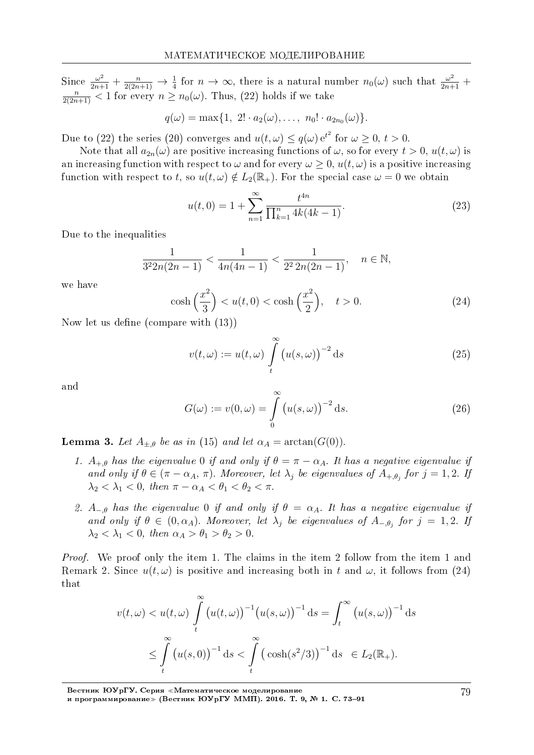Since $\frac{\omega^2}{2n+1} + \frac{n}{2(2n+1)} \to \frac{1}{4}$ for $n \to \infty$, there is a natural number $n_0(\omega)$ such that $\frac{\omega^2}{2n+1} + \frac{n}{2(2n+1)} < 1$ for every $n \geq n_0(\omega)$. Thus, (22) holds if we take

$$q(\omega) = \max\{1,\ 2! \cdot a_2(\omega), \ldots,\ n_0! \cdot a_{2n_0}(\omega)\}.$$

Due to (22) the series (20) converges and $u(t,\omega) \leq q(\omega)\, \mathrm{e}^{t^2}$ for $\omega \geq 0$, $t > 0$.

Note that all $a_{2n}(\omega)$ are positive increasing functions of $\omega$, so for every $t > 0$, $u(t,\omega)$ is an increasing function with respect to $\omega$ and for every $\omega \geq 0$, $u(t,\omega)$ is a positive increasing function with respect to $t$, so $u(t,\omega) \notin L_2(\mathbb{R}_+)$. For the special case $\omega = 0$ we obtain

$$u(t,0) = 1 + \sum_{n=1}^{\infty} \frac{t^{4n}}{\prod_{k=1}^{n} 4k(4k-1)}. \tag{23}$$

Due to the inequalities

$$\frac{1}{3^2 2n(2n-1)} < \frac{1}{4n(4n-1)} < \frac{1}{2^2\, 2n(2n-1)}, \quad n \in \mathbb{N},$$

we have

$$\cosh\Big(\frac{x^2}{3}\Big) < u(t,0) < \cosh\Big(\frac{x^2}{2}\Big), \quad t > 0. \tag{24}$$

Now let us define (compare with (13))

$$v(t,\omega) := u(t,\omega) \int\limits_t^\infty \big(u(s,\omega)\big)^{-2}\,\mathrm{d}s \tag{25}$$

and

$$G(\omega) := v(0,\omega) = \int\limits_0^\infty \big(u(s,\omega)\big)^{-2}\,\mathrm{d}s. \tag{26}$$

**Lemma 3.** *Let $A_{\pm,\theta}$ be as in (15) and let $\alpha_A = \arctan(G(0))$.*

1. *$A_{+,\theta}$ has the eigenvalue 0 if and only if $\theta = \pi - \alpha_A$. It has a negative eigenvalue if and only if $\theta \in (\pi - \alpha_A, \pi)$. Moreover, let $\lambda_j$ be eigenvalues of $A_{+,\theta_j}$ for $j = 1, 2$. If $\lambda_2 < \lambda_1 < 0$, then $\pi - \alpha_A < \theta_1 < \theta_2 < \pi$.*

2. *$A_{-,\theta}$ has the eigenvalue 0 if and only if $\theta = \alpha_A$. It has a negative eigenvalue if and only if $\theta \in (0, \alpha_A)$. Moreover, let $\lambda_j$ be eigenvalues of $A_{-,\theta_j}$ for $j = 1, 2$. If $\lambda_2 < \lambda_1 < 0$, then $\alpha_A > \theta_1 > \theta_2 > 0$.*

*Proof.* We proof only the item 1. The claims in the item 2 follow from the item 1 and Remark 2. Since $u(t,\omega)$ is positive and increasing both in $t$ and $\omega$, it follows from (24) that

$$v(t,\omega) < u(t,\omega) \int\limits_t^\infty \big(u(t,\omega)\big)^{-1}\big(u(s,\omega)\big)^{-1}\,\mathrm{d}s = \int_t^\infty \big(u(s,\omega)\big)^{-1}\,\mathrm{d}s$$

$$\leq \int\limits_t^\infty \big(u(s,0)\big)^{-1}\,\mathrm{d}s < \int\limits_t^\infty \big(\cosh(s^2/3)\big)^{-1}\,\mathrm{d}s \ \in L_2(\mathbb{R}_+).$$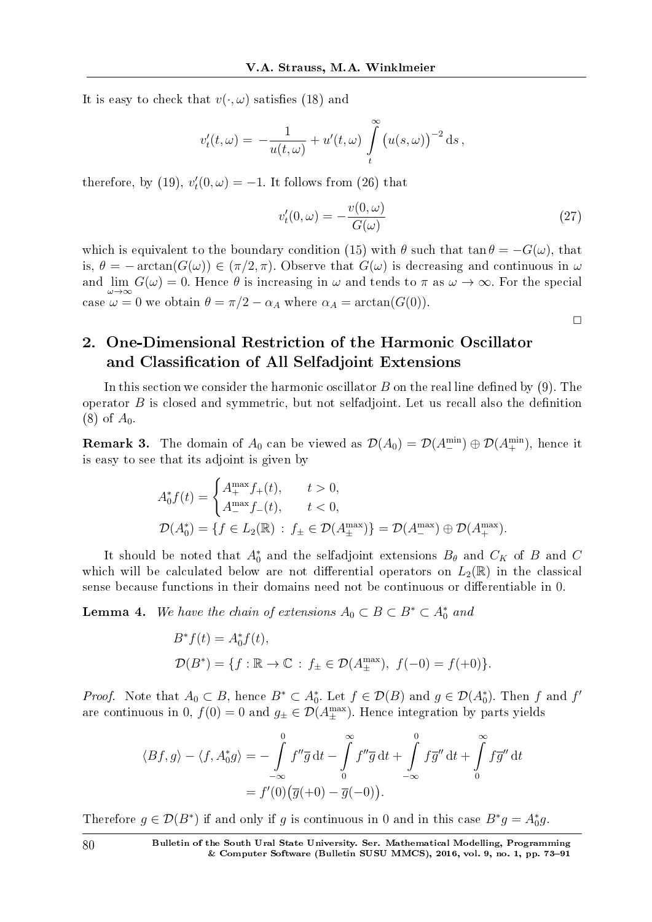It is easy to check that $v(\cdot,\omega)$ satisfies (18) and

$$v_t'(t,\omega) = -\frac{1}{u(t,\omega)} + u'(t,\omega)\int_t^\infty \big(u(s,\omega)\big)^{-2}\,\mathrm{d}s\,,$$

therefore, by (19), $v_t'(0,\omega) = -1$. It follows from (26) that

$$v_t'(0,\omega) = -\frac{v(0,\omega)}{G(\omega)} \tag{27}$$

which is equivalent to the boundary condition (15) with $\theta$ such that $\tan\theta = -G(\omega)$, that is, $\theta = -\arctan(G(\omega)) \in (\pi/2, \pi)$. Observe that $G(\omega)$ is decreasing and continuous in $\omega$ and $\lim\limits_{\omega\to\infty} G(\omega) = 0$. Hence $\theta$ is increasing in $\omega$ and tends to $\pi$ as $\omega \to \infty$. For the special case $\omega = 0$ we obtain $\theta = \pi/2 - \alpha_A$ where $\alpha_A = \arctan(G(0))$.

□

## 2. One-Dimensional Restriction of the Harmonic Oscillator and Classification of All Selfadjoint Extensions

In this section we consider the harmonic oscillator $B$ on the real line defined by (9). The operator $B$ is closed and symmetric, but not selfadjoint. Let us recall also the definition (8) of $A_0$.

**Remark 3.** The domain of $A_0$ can be viewed as $\mathcal{D}(A_0) = \mathcal{D}(A_-^{\min}) \oplus \mathcal{D}(A_+^{\min})$, hence it is easy to see that its adjoint is given by

$$A_0^* f(t) = \begin{cases} A_+^{\max} f_+(t), & t > 0,\\ A_-^{\max} f_-(t), & t < 0, \end{cases}$$
$$\mathcal{D}(A_0^*) = \{f \in L_2(\mathbb{R}) \,:\, f_\pm \in \mathcal{D}(A_\pm^{\max})\} = \mathcal{D}(A_-^{\max}) \oplus \mathcal{D}(A_+^{\max}).$$

It should be noted that $A_0^*$ and the selfadjoint extensions $B_\theta$ and $C_K$ of $B$ and $C$ which will be calculated below are not differential operators on $L_2(\mathbb{R})$ in the classical sense because functions in their domains need not be continuous or differentiable in 0.

**Lemma 4.** *We have the chain of extensions $A_0 \subset B \subset B^* \subset A_0^*$ and*

$$B^* f(t) = A_0^* f(t),$$
$$\mathcal{D}(B^*) = \{f : \mathbb{R} \to \mathbb{C} \,:\, f_\pm \in \mathcal{D}(A_\pm^{\max}),\ f(-0) = f(+0)\}.$$

*Proof.* Note that $A_0 \subset B$, hence $B^* \subset A_0^*$. Let $f \in \mathcal{D}(B)$ and $g \in \mathcal{D}(A_0^*)$. Then $f$ and $f'$ are continuous in 0, $f(0) = 0$ and $g_\pm \in \mathcal{D}(A_\pm^{\max})$. Hence integration by parts yields

$$\begin{aligned}\langle Bf, g\rangle - \langle f, A_0^* g\rangle &= -\int_{-\infty}^{0} f''\overline{g}\,\mathrm{d}t - \int_0^\infty f''\overline{g}\,\mathrm{d}t + \int_{-\infty}^{0} f\overline{g}''\,\mathrm{d}t + \int_0^\infty f\overline{g}''\,\mathrm{d}t\\ &= f'(0)\big(\overline{g}(+0) - \overline{g}(-0)\big).\end{aligned}$$

Therefore $g \in \mathcal{D}(B^*)$ if and only if $g$ is continuous in 0 and in this case $B^* g = A_0^* g$.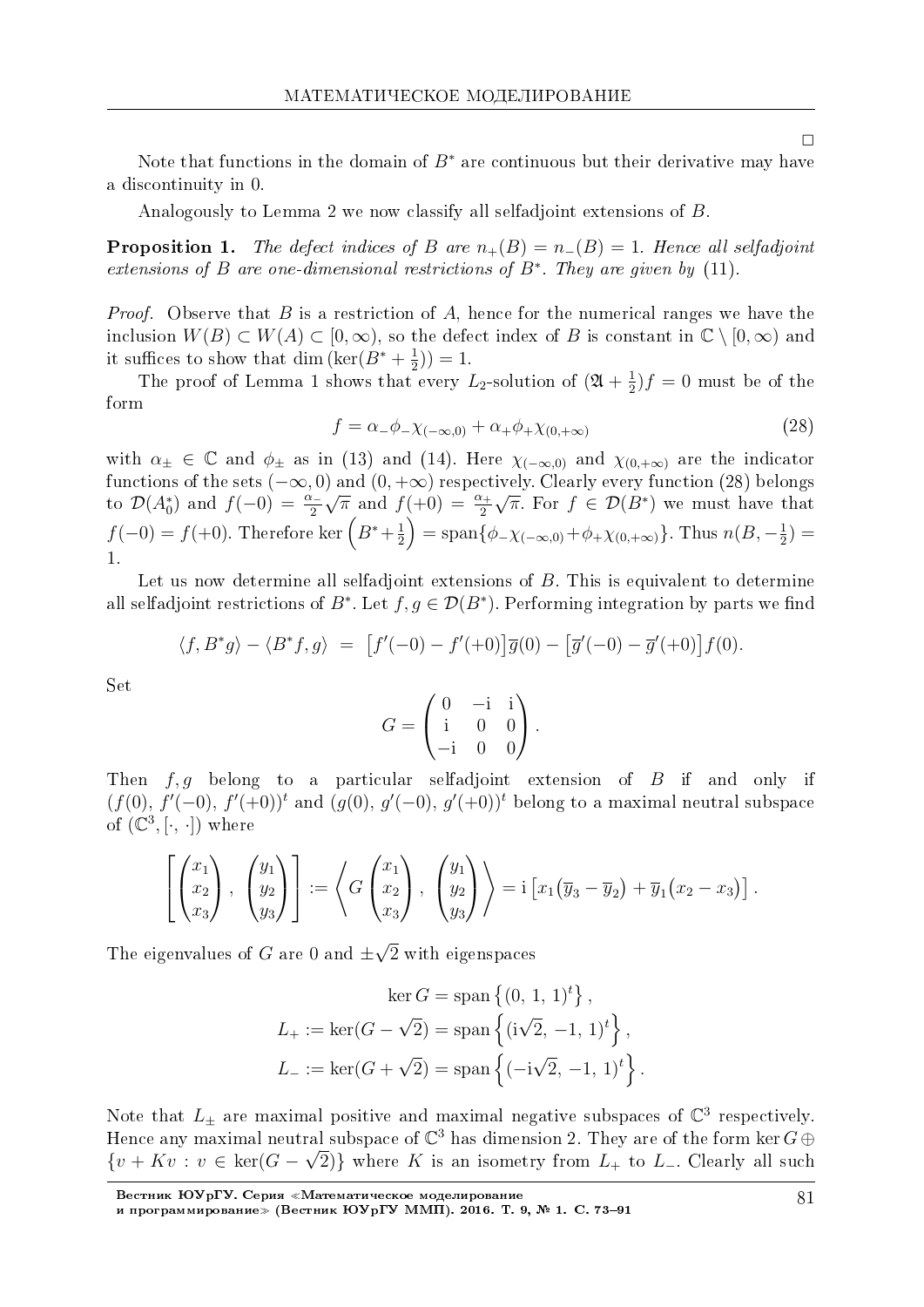□

Note that functions in the domain of $B^*$ are continuous but their derivative may have a discontinuity in 0.

Analogously to Lemma 2 we now classify all selfadjoint extensions of $B$.

**Proposition 1.** *The defect indices of $B$ are $n_+(B) = n_-(B) = 1$. Hence all selfadjoint extensions of $B$ are one-dimensional restrictions of $B^*$. They are given by* (11).

*Proof.* Observe that $B$ is a restriction of $A$, hence for the numerical ranges we have the inclusion $W(B) \subset W(A) \subset [0, \infty)$, so the defect index of $B$ is constant in $\mathbb{C} \setminus [0, \infty)$ and it suffices to show that $\dim(\ker(B^* + \frac{1}{2})) = 1$.

The proof of Lemma 1 shows that every $L_2$-solution of $(\mathfrak{A} + \frac{1}{2})f = 0$ must be of the form

$$f = \alpha_- \phi_- \chi_{(-\infty,0)} + \alpha_+ \phi_+ \chi_{(0,+\infty)} \tag{28}$$

with $\alpha_\pm \in \mathbb{C}$ and $\phi_\pm$ as in (13) and (14). Here $\chi_{(-\infty,0)}$ and $\chi_{(0,+\infty)}$ are the indicator functions of the sets $(-\infty, 0)$ and $(0, +\infty)$ respectively. Clearly every function (28) belongs to $\mathcal{D}(A_0^*)$ and $f(-0) = \frac{\alpha_-}{2}\sqrt{\pi}$ and $f(+0) = \frac{\alpha_+}{2}\sqrt{\pi}$. For $f \in \mathcal{D}(B^*)$ we must have that $f(-0) = f(+0)$. Therefore $\ker\left(B^* + \frac{1}{2}\right) = \operatorname{span}\{\phi_- \chi_{(-\infty,0)} + \phi_+ \chi_{(0,+\infty)}\}$. Thus $n(B, -\frac{1}{2}) = 1$.

Let us now determine all selfadjoint extensions of $B$. This is equivalent to determine all selfadjoint restrictions of $B^*$. Let $f, g \in \mathcal{D}(B^*)$. Performing integration by parts we find

$$\langle f, B^* g\rangle - \langle B^* f, g\rangle \;=\; \left[f'(-0) - f'(+0)\right]\overline{g}(0) - \left[\overline{g}'(-0) - \overline{g}'(+0)\right]f(0).$$

Set

$$G = \begin{pmatrix} 0 & -\mathrm{i} & \mathrm{i} \\ \mathrm{i} & 0 & 0 \\ -\mathrm{i} & 0 & 0 \end{pmatrix}.$$

Then $f, g$ belong to a particular selfadjoint extension of $B$ if and only if $(f(0),\, f'(-0),\, f'(+0))^t$ and $(g(0),\, g'(-0),\, g'(+0))^t$ belong to a maximal neutral subspace of $(\mathbb{C}^3, [\cdot, \cdot])$ where

$$\left[\begin{pmatrix} x_1 \\ x_2 \\ x_3 \end{pmatrix},\ \begin{pmatrix} y_1 \\ y_2 \\ y_3 \end{pmatrix}\right] := \left\langle G\begin{pmatrix} x_1 \\ x_2 \\ x_3 \end{pmatrix},\ \begin{pmatrix} y_1 \\ y_2 \\ y_3 \end{pmatrix}\right\rangle = \mathrm{i}\left[x_1(\overline{y}_3 - \overline{y}_2) + \overline{y}_1(x_2 - x_3)\right].$$

The eigenvalues of $G$ are 0 and $\pm\sqrt{2}$ with eigenspaces

$$\ker G = \operatorname{span}\left\{(0,\, 1,\, 1)^t\right\},$$
$$L_+ := \ker(G - \sqrt{2}) = \operatorname{span}\left\{(\mathrm{i}\sqrt{2},\, -1,\, 1)^t\right\},$$
$$L_- := \ker(G + \sqrt{2}) = \operatorname{span}\left\{(-\mathrm{i}\sqrt{2},\, -1,\, 1)^t\right\}.$$

Note that $L_\pm$ are maximal positive and maximal negative subspaces of $\mathbb{C}^3$ respectively. Hence any maximal neutral subspace of $\mathbb{C}^3$ has dimension 2. They are of the form $\ker G \oplus \{v + Kv : v \in \ker(G - \sqrt{2})\}$ where $K$ is an isometry from $L_+$ to $L_-$. Clearly all such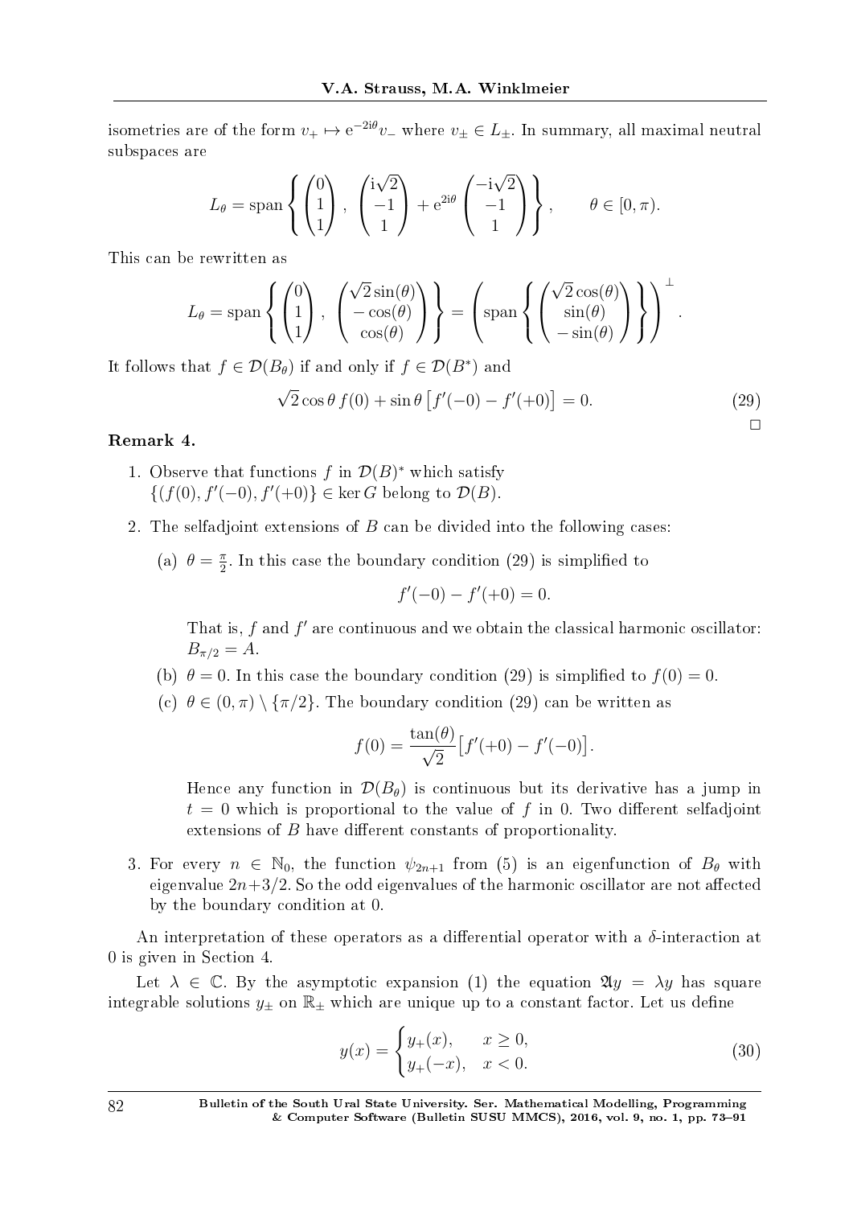isometries are of the form $v_+ \mapsto \mathrm{e}^{-2\mathrm{i}\theta} v_-$ where $v_\pm \in L_\pm$. In summary, all maximal neutral subspaces are

$$L_\theta = \operatorname{span}\left\{ \begin{pmatrix} 0 \\ 1 \\ 1 \end{pmatrix}, \begin{pmatrix} \mathrm{i}\sqrt{2} \\ -1 \\ 1 \end{pmatrix} + \mathrm{e}^{2\mathrm{i}\theta} \begin{pmatrix} -\mathrm{i}\sqrt{2} \\ -1 \\ 1 \end{pmatrix} \right\}, \qquad \theta \in [0, \pi).$$

This can be rewritten as

$$L_\theta = \operatorname{span}\left\{ \begin{pmatrix} 0 \\ 1 \\ 1 \end{pmatrix}, \begin{pmatrix} \sqrt{2}\sin(\theta) \\ -\cos(\theta) \\ \cos(\theta) \end{pmatrix} \right\} = \left( \operatorname{span}\left\{ \begin{pmatrix} \sqrt{2}\cos(\theta) \\ \sin(\theta) \\ -\sin(\theta) \end{pmatrix} \right\} \right)^\perp.$$

It follows that $f \in \mathcal{D}(B_\theta)$ if and only if $f \in \mathcal{D}(B^*)$ and

$$\sqrt{2}\cos\theta\, f(0) + \sin\theta \left[ f'(-0) - f'(+0) \right] = 0. \tag{29}$$

□

**Remark 4.**

1. Observe that functions $f$ in $\mathcal{D}(B)^*$ which satisfy $\{(f(0), f'(-0), f'(+0)\} \in \ker G$ belong to $\mathcal{D}(B)$.
2. The selfadjoint extensions of $B$ can be divided into the following cases:
   (a) $\theta = \frac{\pi}{2}$. In this case the boundary condition (29) is simplified to
   $$f'(-0) - f'(+0) = 0.$$
   That is, $f$ and $f'$ are continuous and we obtain the classical harmonic oscillator: $B_{\pi/2} = A$.
   (b) $\theta = 0$. In this case the boundary condition (29) is simplified to $f(0) = 0$.
   (c) $\theta \in (0, \pi) \setminus \{\pi/2\}$. The boundary condition (29) can be written as
   $$f(0) = \frac{\tan(\theta)}{\sqrt{2}} \big[ f'(+0) - f'(-0) \big].$$
   Hence any function in $\mathcal{D}(B_\theta)$ is continuous but its derivative has a jump in $t = 0$ which is proportional to the value of $f$ in 0. Two different selfadjoint extensions of $B$ have different constants of proportionality.
3. For every $n \in \mathbb{N}_0$, the function $\psi_{2n+1}$ from (5) is an eigenfunction of $B_\theta$ with eigenvalue $2n+3/2$. So the odd eigenvalues of the harmonic oscillator are not affected by the boundary condition at 0.

An interpretation of these operators as a differential operator with a $\delta$-interaction at 0 is given in Section 4.

Let $\lambda \in \mathbb{C}$. By the asymptotic expansion (1) the equation $\mathfrak{A}y = \lambda y$ has square integrable solutions $y_\pm$ on $\mathbb{R}_\pm$ which are unique up to a constant factor. Let us define

$$y(x) = \begin{cases} y_+(x), & x \geq 0, \\ y_+(-x), & x < 0. \end{cases} \tag{30}$$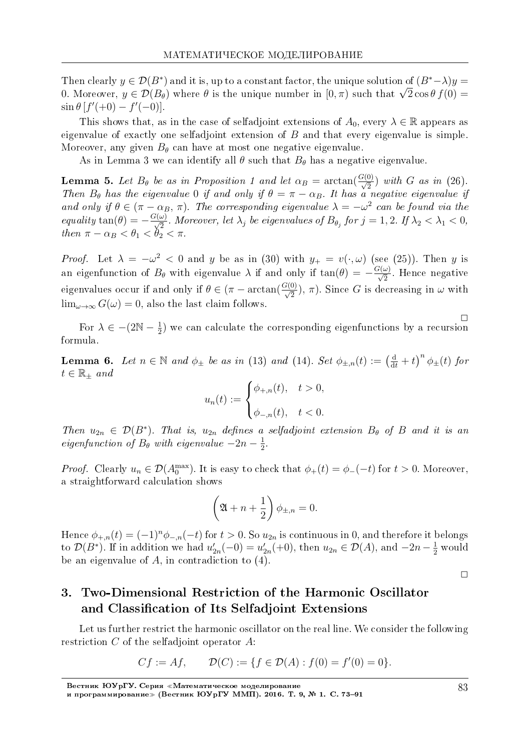Then clearly $y \in \mathcal{D}(B^*)$ and it is, up to a constant factor, the unique solution of $(B^*-\lambda)y = 0$. Moreover, $y \in \mathcal{D}(B_\theta)$ where $\theta$ is the unique number in $[0, \pi)$ such that $\sqrt{2}\cos\theta\, f(0) = \sin\theta\,[f'(+0) - f'(-0)]$.

This shows that, as in the case of selfadjoint extensions of $A_0$, every $\lambda \in \mathbb{R}$ appears as eigenvalue of exactly one selfadjoint extension of $B$ and that every eigenvalue is simple. Moreover, any given $B_\theta$ can have at most one negative eigenvalue.

As in Lemma 3 we can identify all $\theta$ such that $B_\theta$ has a negative eigenvalue.

**Lemma 5.** *Let $B_\theta$ be as in Proposition 1 and let $\alpha_B = \arctan(\frac{G(0)}{\sqrt{2}})$ with $G$ as in (26). Then $B_\theta$ has the eigenvalue 0 if and only if $\theta = \pi - \alpha_B$. It has a negative eigenvalue if and only if $\theta \in (\pi - \alpha_B, \pi)$. The corresponding eigenvalue $\lambda = -\omega^2$ can be found via the equality $\tan(\theta) = -\frac{G(\omega)}{\sqrt{2}}$. Moreover, let $\lambda_j$ be eigenvalues of $B_{\theta_j}$ for $j = 1, 2$. If $\lambda_2 < \lambda_1 < 0$, then $\pi - \alpha_B < \theta_1 < \theta_2 < \pi$.*

*Proof.* Let $\lambda = -\omega^2 < 0$ and $y$ be as in (30) with $y_+ = v(\cdot, \omega)$ (see (25)). Then $y$ is an eigenfunction of $B_\theta$ with eigenvalue $\lambda$ if and only if $\tan(\theta) = -\frac{G(\omega)}{\sqrt{2}}$. Hence negative eigenvalues occur if and only if $\theta \in (\pi - \arctan(\frac{G(0)}{\sqrt{2}}), \pi)$. Since $G$ is decreasing in $\omega$ with $\lim_{\omega\to\infty} G(\omega) = 0$, also the last claim follows.

□

For $\lambda \in -(2\mathbb{N} - \frac{1}{2})$ we can calculate the corresponding eigenfunctions by a recursion formula.

**Lemma 6.** *Let $n \in \mathbb{N}$ and $\phi_\pm$ be as in (13) and (14). Set $\phi_{\pm,n}(t) := \left(\frac{\mathrm{d}}{\mathrm{d}t} + t\right)^n \phi_\pm(t)$ for $t \in \mathbb{R}_\pm$ and*

$$u_n(t) := \begin{cases} \phi_{+,n}(t), & t > 0, \\ \phi_{-,n}(t), & t < 0. \end{cases}$$

*Then $u_{2n} \in \mathcal{D}(B^*)$. That is, $u_{2n}$ defines a selfadjoint extension $B_\theta$ of $B$ and it is an eigenfunction of $B_\theta$ with eigenvalue $-2n - \frac{1}{2}$.*

*Proof.* Clearly $u_n \in \mathcal{D}(A_0^{\max})$. It is easy to check that $\phi_+(t) = \phi_-(-t)$ for $t > 0$. Moreover, a straightforward calculation shows

$$\left(\mathfrak{A} + n + \frac{1}{2}\right)\phi_{\pm,n} = 0.$$

Hence $\phi_{+,n}(t) = (-1)^n \phi_{-,n}(-t)$ for $t > 0$. So $u_{2n}$ is continuous in 0, and therefore it belongs to $\mathcal{D}(B^*)$. If in addition we had $u'_{2n}(-0) = u'_{2n}(+0)$, then $u_{2n} \in \mathcal{D}(A)$, and $-2n - \frac{1}{2}$ would be an eigenvalue of $A$, in contradiction to (4).

□

## 3. Two-Dimensional Restriction of the Harmonic Oscillator and Classification of Its Selfadjoint Extensions

Let us further restrict the harmonic oscillator on the real line. We consider the following restriction $C$ of the selfadjoint operator $A$:

$$Cf := Af, \qquad \mathcal{D}(C) := \{f \in \mathcal{D}(A) : f(0) = f'(0) = 0\}.$$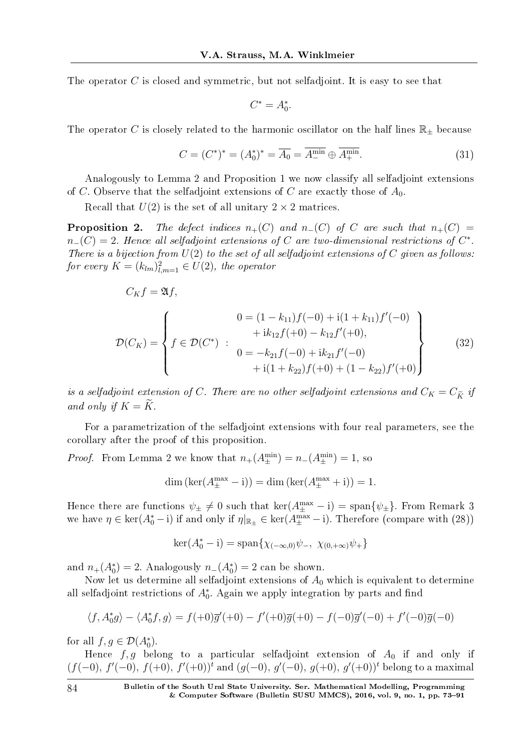The operator $C$ is closed and symmetric, but not selfadjoint. It is easy to see that

$$C^* = A_0^*.$$

The operator $C$ is closely related to the harmonic oscillator on the half lines $\mathbb{R}_\pm$ because

$$C = (C^*)^* = (A_0^*)^* = \overline{A_0} = \overline{A_-^{\min}} \oplus \overline{A_+^{\min}}. \tag{31}$$

Analogously to Lemma 2 and Proposition 1 we now classify all selfadjoint extensions of $C$. Observe that the selfadjoint extensions of $C$ are exactly those of $A_0$.

Recall that $U(2)$ is the set of all unitary $2 \times 2$ matrices.

**Proposition 2.** *The defect indices $n_+(C)$ and $n_-(C)$ of $C$ are such that $n_+(C) = n_-(C) = 2$. Hence all selfadjoint extensions of $C$ are two-dimensional restrictions of $C^*$. There is a bijection from $U(2)$ to the set of all selfadjoint extensions of $C$ given as follows: for every $K = (k_{lm})_{l,m=1}^2 \in U(2)$, the operator*

$$C_K f = \mathfrak{A} f,$$

$$\mathcal{D}(C_K) = \left\{ f \in \mathcal{D}(C^*) \ : \ \begin{array}{c} 0 = (1 - k_{11}) f(-0) + \mathrm{i}(1 + k_{11}) f'(-0) \\ \quad + \mathrm{i} k_{12} f(+0) - k_{12} f'(+0), \\ 0 = -k_{21} f(-0) + \mathrm{i} k_{21} f'(-0) \\ \quad + \mathrm{i}(1 + k_{22}) f(+0) + (1 - k_{22}) f'(+0) \end{array} \right\} \tag{32}$$

*is a selfadjoint extension of $C$. There are no other selfadjoint extensions and $C_K = C_{\widetilde{K}}$ if and only if $K = \widetilde{K}$.*

For a parametrization of the selfadjoint extensions with four real parameters, see the corollary after the proof of this proposition.

*Proof.* From Lemma 2 we know that $n_+(A_\pm^{\min}) = n_-(A_\pm^{\min}) = 1$, so

$$\dim(\ker(A_\pm^{\max} - \mathrm{i})) = \dim(\ker(A_\pm^{\max} + \mathrm{i})) = 1.$$

Hence there are functions $\psi_\pm \neq 0$ such that $\ker(A_\pm^{\max} - \mathrm{i}) = \operatorname{span}\{\psi_\pm\}$. From Remark 3 we have $\eta \in \ker(A_0^* - \mathrm{i})$ if and only if $\eta|_{\mathbb{R}_\pm} \in \ker(A_\pm^{\max} - \mathrm{i})$. Therefore (compare with (28))

$$\ker(A_0^* - \mathrm{i}) = \operatorname{span}\{\chi_{(-\infty,0)}\psi_-, \ \chi_{(0,+\infty)}\psi_+\}$$

and $n_+(A_0^*) = 2$. Analogously $n_-(A_0^*) = 2$ can be shown.

Now let us determine all selfadjoint extensions of $A_0$ which is equivalent to determine all selfadjoint restrictions of $A_0^*$. Again we apply integration by parts and find

$$\langle f, A_0^* g \rangle - \langle A_0^* f, g \rangle = f(+0)\overline{g}'(+0) - f'(+0)\overline{g}(+0) - f(-0)\overline{g}'(-0) + f'(-0)\overline{g}(-0)$$

for all $f, g \in \mathcal{D}(A_0^*)$.

Hence $f, g$ belong to a particular selfadjoint extension of $A_0$ if and only if $(f(-0),\, f'(-0),\, f(+0),\, f'(+0))^t$ and $(g(-0),\, g'(-0),\, g(+0),\, g'(+0))^t$ belong to a maximal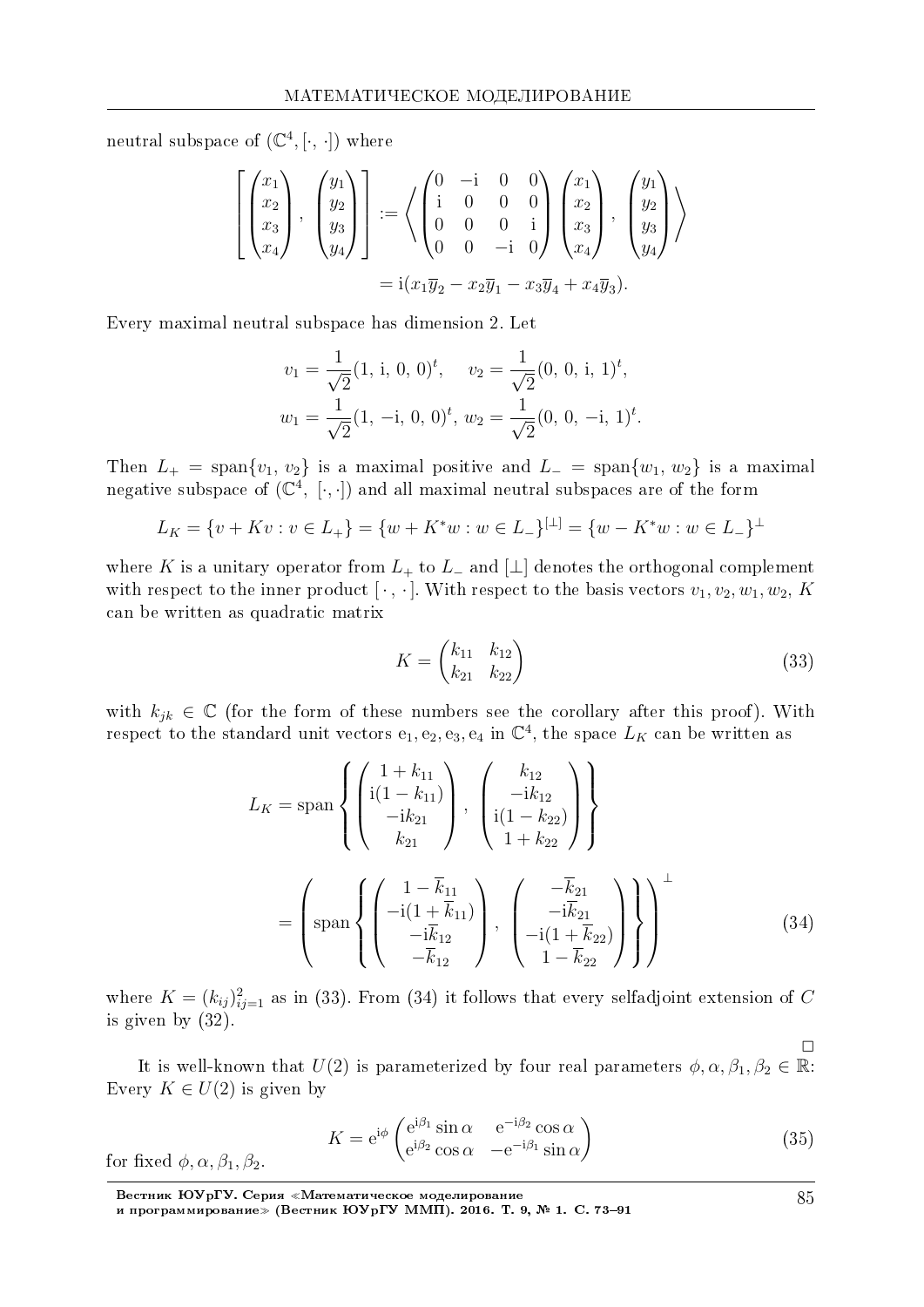neutral subspace of $(\mathbb{C}^4, [\cdot, \cdot])$ where

$$\left[ \begin{pmatrix} x_1 \\ x_2 \\ x_3 \\ x_4 \end{pmatrix}, \begin{pmatrix} y_1 \\ y_2 \\ y_3 \\ y_4 \end{pmatrix} \right] := \left\langle \begin{pmatrix} 0 & -\mathrm{i} & 0 & 0 \\ \mathrm{i} & 0 & 0 & 0 \\ 0 & 0 & 0 & \mathrm{i} \\ 0 & 0 & -\mathrm{i} & 0 \end{pmatrix} \begin{pmatrix} x_1 \\ x_2 \\ x_3 \\ x_4 \end{pmatrix}, \begin{pmatrix} y_1 \\ y_2 \\ y_3 \\ y_4 \end{pmatrix} \right\rangle$$

$$= \mathrm{i}(x_1\overline{y}_2 - x_2\overline{y}_1 - x_3\overline{y}_4 + x_4\overline{y}_3).$$

Every maximal neutral subspace has dimension 2. Let

$$v_1 = \frac{1}{\sqrt{2}}(1,\ \mathrm{i},\ 0,\ 0)^t, \quad v_2 = \frac{1}{\sqrt{2}}(0,\ 0,\ \mathrm{i},\ 1)^t,$$
$$w_1 = \frac{1}{\sqrt{2}}(1,\ -\mathrm{i},\ 0,\ 0)^t,\ w_2 = \frac{1}{\sqrt{2}}(0,\ 0,\ -\mathrm{i},\ 1)^t.$$

Then $L_+ = \operatorname{span}\{v_1, v_2\}$ is a maximal positive and $L_- = \operatorname{span}\{w_1, w_2\}$ is a maximal negative subspace of $(\mathbb{C}^4,\ [\cdot,\cdot])$ and all maximal neutral subspaces are of the form

$$L_K = \{v + Kv : v \in L_+\} = \{w + K^*w : w \in L_-\}^{[\perp]} = \{w - K^*w : w \in L_-\}^{\perp}$$

where $K$ is a unitary operator from $L_+$ to $L_-$ and $[\perp]$ denotes the orthogonal complement with respect to the inner product $[\,\cdot\,,\cdot\,]$. With respect to the basis vectors $v_1, v_2, w_1, w_2$, $K$ can be written as quadratic matrix

$$K = \begin{pmatrix} k_{11} & k_{12} \\ k_{21} & k_{22} \end{pmatrix} \tag{33}$$

with $k_{jk} \in \mathbb{C}$ (for the form of these numbers see the corollary after this proof). With respect to the standard unit vectors $\mathrm{e}_1, \mathrm{e}_2, \mathrm{e}_3, \mathrm{e}_4$ in $\mathbb{C}^4$, the space $L_K$ can be written as

$$L_K = \operatorname{span}\left\{ \begin{pmatrix} 1 + k_{11} \\ \mathrm{i}(1 - k_{11}) \\ -\mathrm{i}k_{21} \\ k_{21} \end{pmatrix},\ \begin{pmatrix} k_{12} \\ -\mathrm{i}k_{12} \\ \mathrm{i}(1 - k_{22}) \\ 1 + k_{22} \end{pmatrix} \right\}$$

$$= \left( \operatorname{span}\left\{ \begin{pmatrix} 1 - \overline{k}_{11} \\ -\mathrm{i}(1 + \overline{k}_{11}) \\ -\mathrm{i}\overline{k}_{12} \\ -\overline{k}_{12} \end{pmatrix},\ \begin{pmatrix} -\overline{k}_{21} \\ -\mathrm{i}\overline{k}_{21} \\ -\mathrm{i}(1 + \overline{k}_{22}) \\ 1 - \overline{k}_{22} \end{pmatrix} \right\} \right)^{\perp} \tag{34}$$

where $K = (k_{ij})_{ij=1}^2$ as in (33). From (34) it follows that every selfadjoint extension of $C$ is given by (32).

$\square$

It is well-known that $U(2)$ is parameterized by four real parameters $\phi, \alpha, \beta_1, \beta_2 \in \mathbb{R}$: Every $K \in U(2)$ is given by

$$K = \mathrm{e}^{\mathrm{i}\phi} \begin{pmatrix} \mathrm{e}^{\mathrm{i}\beta_1} \sin\alpha & \mathrm{e}^{-\mathrm{i}\beta_2} \cos\alpha \\ \mathrm{e}^{\mathrm{i}\beta_2} \cos\alpha & -\mathrm{e}^{-\mathrm{i}\beta_1} \sin\alpha \end{pmatrix} \tag{35}$$

for fixed $\phi, \alpha, \beta_1, \beta_2$.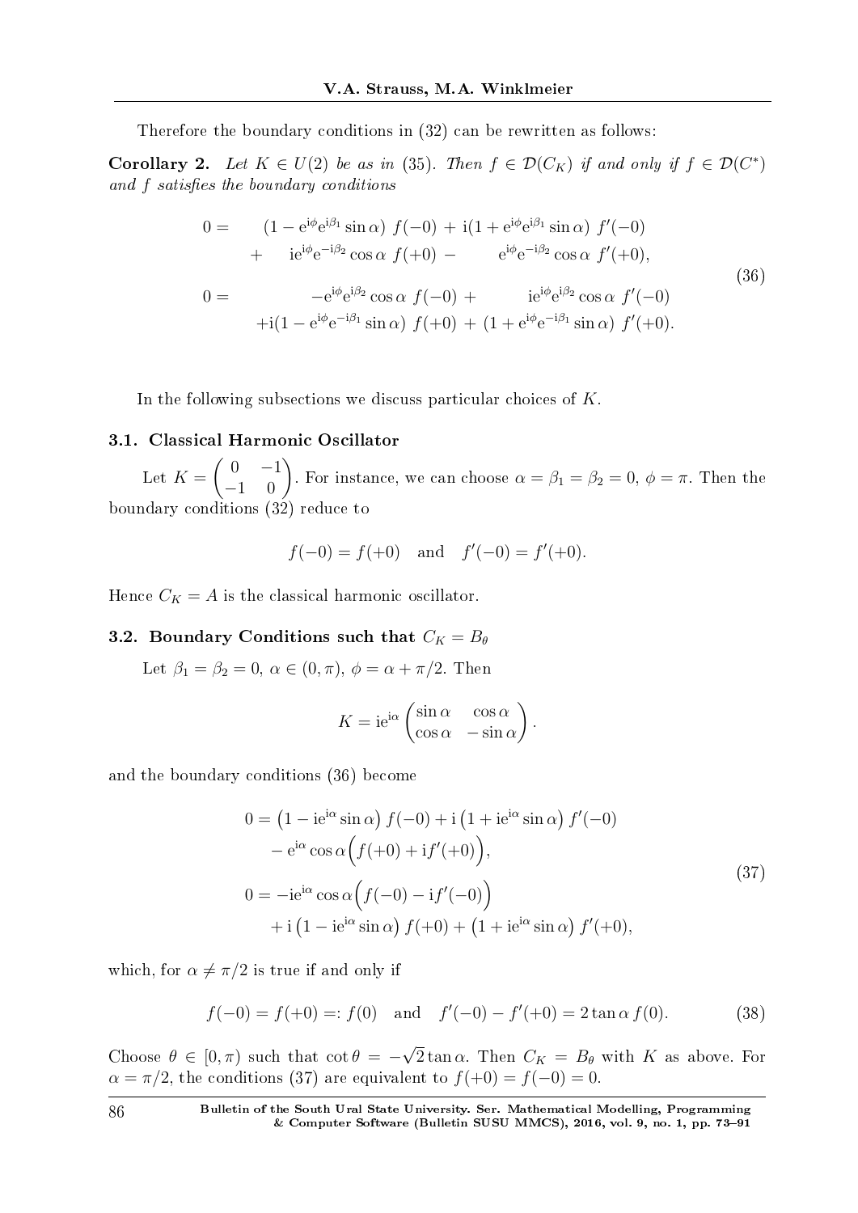Therefore the boundary conditions in (32) can be rewritten as follows:

**Corollary 2.** *Let $K \in U(2)$ be as in (35). Then $f \in \mathcal{D}(C_K)$ if and only if $f \in \mathcal{D}(C^*)$ and $f$ satisfies the boundary conditions*

$$
\begin{aligned}
0 = \quad & (1 - \mathrm{e}^{\mathrm{i}\phi}\mathrm{e}^{\mathrm{i}\beta_1}\sin\alpha)\ f(-0) + \mathrm{i}(1 + \mathrm{e}^{\mathrm{i}\phi}\mathrm{e}^{\mathrm{i}\beta_1}\sin\alpha)\ f'(-0) \\
& + \quad \mathrm{i}\mathrm{e}^{\mathrm{i}\phi}\mathrm{e}^{-\mathrm{i}\beta_2}\cos\alpha\ f(+0) - \quad \mathrm{e}^{\mathrm{i}\phi}\mathrm{e}^{-\mathrm{i}\beta_2}\cos\alpha\ f'(+0), \\
0 = \quad & -\mathrm{e}^{\mathrm{i}\phi}\mathrm{e}^{\mathrm{i}\beta_2}\cos\alpha\ f(-0) + \quad \mathrm{i}\mathrm{e}^{\mathrm{i}\phi}\mathrm{e}^{\mathrm{i}\beta_2}\cos\alpha\ f'(-0) \\
& + \mathrm{i}(1 - \mathrm{e}^{\mathrm{i}\phi}\mathrm{e}^{-\mathrm{i}\beta_1}\sin\alpha)\ f(+0) + (1 + \mathrm{e}^{\mathrm{i}\phi}\mathrm{e}^{-\mathrm{i}\beta_1}\sin\alpha)\ f'(+0).
\end{aligned}
\tag{36}
$$

In the following subsections we discuss particular choices of $K$.

### 3.1. Classical Harmonic Oscillator

Let $K = \begin{pmatrix} 0 & -1 \\ -1 & 0 \end{pmatrix}$. For instance, we can choose $\alpha = \beta_1 = \beta_2 = 0$, $\phi = \pi$. Then the boundary conditions (32) reduce to

$$
f(-0) = f(+0) \quad \text{and} \quad f'(-0) = f'(+0).
$$

Hence $C_K = A$ is the classical harmonic oscillator.

### 3.2. Boundary Conditions such that $C_K = B_\theta$

Let $\beta_1 = \beta_2 = 0$, $\alpha \in (0, \pi)$, $\phi = \alpha + \pi/2$. Then

$$
K = \mathrm{i}\mathrm{e}^{\mathrm{i}\alpha} \begin{pmatrix} \sin\alpha & \cos\alpha \\ \cos\alpha & -\sin\alpha \end{pmatrix}.
$$

and the boundary conditions (36) become

$$
\begin{aligned}
0 &= \left(1 - \mathrm{i}\mathrm{e}^{\mathrm{i}\alpha}\sin\alpha\right) f(-0) + \mathrm{i}\left(1 + \mathrm{i}\mathrm{e}^{\mathrm{i}\alpha}\sin\alpha\right) f'(-0) \\
&\quad - \mathrm{e}^{\mathrm{i}\alpha}\cos\alpha\Big(f(+0) + \mathrm{i}f'(+0)\Big), \\
0 &= -\mathrm{i}\mathrm{e}^{\mathrm{i}\alpha}\cos\alpha\Big(f(-0) - \mathrm{i}f'(-0)\Big) \\
&\quad + \mathrm{i}\left(1 - \mathrm{i}\mathrm{e}^{\mathrm{i}\alpha}\sin\alpha\right) f(+0) + \left(1 + \mathrm{i}\mathrm{e}^{\mathrm{i}\alpha}\sin\alpha\right) f'(+0),
\end{aligned}
\tag{37}
$$

which, for $\alpha \neq \pi/2$ is true if and only if

$$
f(-0) = f(+0) =: f(0) \quad \text{and} \quad f'(-0) - f'(+0) = 2\tan\alpha\, f(0). \tag{38}
$$

Choose $\theta \in [0, \pi)$ such that $\cot\theta = -\sqrt{2}\tan\alpha$. Then $C_K = B_\theta$ with $K$ as above. For $\alpha = \pi/2$, the conditions (37) are equivalent to $f(+0) = f(-0) = 0$.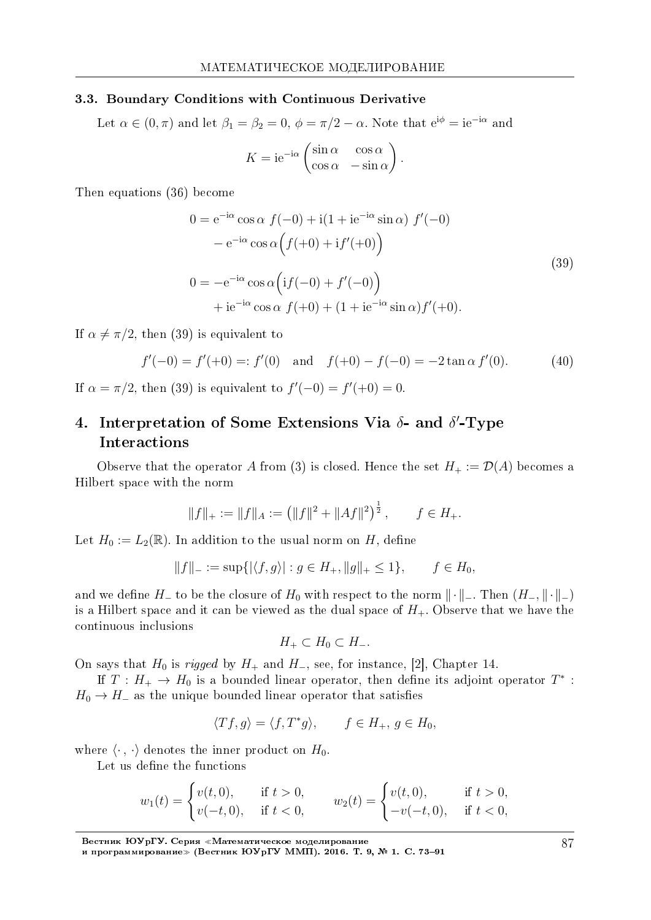### 3.3. Boundary Conditions with Continuous Derivative

Let $\alpha \in (0, \pi)$ and let $\beta_1 = \beta_2 = 0$, $\phi = \pi/2 - \alpha$. Note that $\mathrm{e}^{\mathrm{i}\phi} = \mathrm{i}\mathrm{e}^{-\mathrm{i}\alpha}$ and

$$K = \mathrm{i}\mathrm{e}^{-\mathrm{i}\alpha} \begin{pmatrix} \sin\alpha & \cos\alpha \\ \cos\alpha & -\sin\alpha \end{pmatrix}.$$

Then equations (36) become

$$\begin{aligned}
0 &= \mathrm{e}^{-\mathrm{i}\alpha} \cos\alpha \; f(-0) + \mathrm{i}(1 + \mathrm{i}\mathrm{e}^{-\mathrm{i}\alpha} \sin\alpha) \; f'(-0) \\
&\quad - \mathrm{e}^{-\mathrm{i}\alpha} \cos\alpha \Big( f(+0) + \mathrm{i} f'(+0) \Big) \\
0 &= -\mathrm{e}^{-\mathrm{i}\alpha} \cos\alpha \Big( \mathrm{i} f(-0) + f'(-0) \Big) \\
&\quad + \mathrm{i}\mathrm{e}^{-\mathrm{i}\alpha} \cos\alpha \; f(+0) + (1 + \mathrm{i}\mathrm{e}^{-\mathrm{i}\alpha} \sin\alpha) f'(+0).
\end{aligned} \tag{39}$$

If $\alpha \neq \pi/2$, then (39) is equivalent to

$$f'(-0) = f'(+0) =: f'(0) \quad \text{and} \quad f(+0) - f(-0) = -2\tan\alpha \, f'(0). \tag{40}$$

If $\alpha = \pi/2$, then (39) is equivalent to $f'(-0) = f'(+0) = 0$.

## 4. Interpretation of Some Extensions Via $\delta$- and $\delta'$-Type Interactions

Observe that the operator $A$ from (3) is closed. Hence the set $H_+ := \mathcal{D}(A)$ becomes a Hilbert space with the norm

$$\|f\|_+ := \|f\|_A := \left( \|f\|^2 + \|Af\|^2 \right)^{\frac{1}{2}}, \qquad f \in H_+.$$

Let $H_0 := L_2(\mathbb{R})$. In addition to the usual norm on $H$, define

$$\|f\|_- := \sup\{ |\langle f, g \rangle| : g \in H_+, \|g\|_+ \leq 1 \}, \qquad f \in H_0,$$

and we define $H_-$ to be the closure of $H_0$ with respect to the norm $\|\cdot\|_-$. Then $(H_-, \|\cdot\|_-)$ is a Hilbert space and it can be viewed as the dual space of $H_+$. Observe that we have the continuous inclusions

$$H_+ \subset H_0 \subset H_-.$$

On says that $H_0$ is *rigged* by $H_+$ and $H_-$, see, for instance, [2], Chapter 14.

If $T : H_+ \to H_0$ is a bounded linear operator, then define its adjoint operator $T^* : H_0 \to H_-$ as the unique bounded linear operator that satisfies

$$\langle Tf, g \rangle = \langle f, T^* g \rangle, \qquad f \in H_+, \; g \in H_0,$$

where $\langle \cdot\,, \cdot \rangle$ denotes the inner product on $H_0$.

Let us define the functions

$$w_1(t) = \begin{cases} v(t, 0), & \text{if } t > 0, \\ v(-t, 0), & \text{if } t < 0, \end{cases} \qquad w_2(t) = \begin{cases} v(t, 0), & \text{if } t > 0, \\ -v(-t, 0), & \text{if } t < 0, \end{cases}$$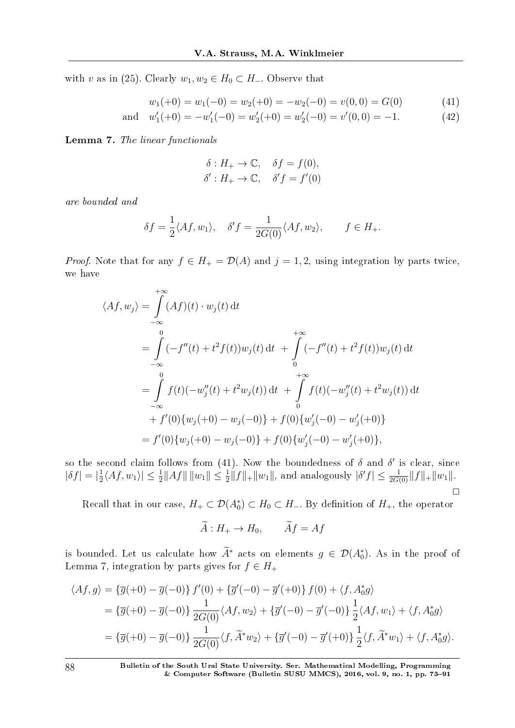with $v$ as in (25). Clearly $w_1, w_2 \in H_0 \subset H_-$. Observe that

$$w_1(+0) = w_1(-0) = w_2(+0) = -w_2(-0) = v(0,0) = G(0) \tag{41}$$

$$\text{and} \quad w_1'(+0) = -w_1'(-0) = w_2'(+0) = w_2'(-0) = v'(0,0) = -1. \tag{42}$$

**Lemma 7.** *The linear functionals*

$$\delta : H_+ \to \mathbb{C}, \quad \delta f = f(0),$$
$$\delta' : H_+ \to \mathbb{C}, \quad \delta' f = f'(0)$$

*are bounded and*

$$\delta f = \frac{1}{2}\langle Af, w_1\rangle, \quad \delta' f = \frac{1}{2G(0)}\langle Af, w_2\rangle, \qquad f \in H_+.$$

*Proof.* Note that for any $f \in H_+ = \mathcal{D}(A)$ and $j = 1, 2$, using integration by parts twice, we have

$$\begin{aligned}
\langle Af, w_j\rangle &= \int_{-\infty}^{+\infty} (Af)(t) \cdot w_j(t)\,\mathrm{d}t \\
&= \int_{-\infty}^{0} (-f''(t) + t^2 f(t)) w_j(t)\,\mathrm{d}t \; + \int_{0}^{+\infty} (-f''(t) + t^2 f(t)) w_j(t)\,\mathrm{d}t \\
&= \int_{-\infty}^{0} f(t)(-w_j''(t) + t^2 w_j(t))\,\mathrm{d}t \; + \int_{0}^{+\infty} f(t)(-w_j''(t) + t^2 w_j(t))\,\mathrm{d}t \\
&\quad + f'(0)\{w_j(+0) - w_j(-0)\} + f(0)\{w_j'(-0) - w_j'(+0)\} \\
&= f'(0)\{w_j(+0) - w_j(-0)\} + f(0)\{w_j'(-0) - w_j'(+0)\},
\end{aligned}$$

so the second claim follows from (41). Now the boundedness of $\delta$ and $\delta'$ is clear, since $|\delta f| = |\frac{1}{2}\langle Af, w_1\rangle| \le \frac{1}{2}\|Af\|\,\|w_1\| \le \frac{1}{2}\|f\|_+\|w_1\|$, and analogously $|\delta' f| \le \frac{1}{2G(0)}\|f\|_+\|w_1\|$. $\square$

Recall that in our case, $H_+ \subset \mathcal{D}(A_0^*) \subset H_0 \subset H_-$. By definition of $H_+$, the operator

$$\widetilde{A} : H_+ \to H_0, \qquad \widetilde{A}f = Af$$

is bounded. Let us calculate how $\widetilde{A}^*$ acts on elements $g \in \mathcal{D}(A_0^*)$. As in the proof of Lemma 7, integration by parts gives for $f \in H_+$

$$\begin{aligned}
\langle Af, g\rangle &= \{\overline{g}(+0) - \overline{g}(-0)\}\, f'(0) + \{\overline{g}'(-0) - \overline{g}'(+0)\}\, f(0) + \langle f, A_0^* g\rangle \\
&= \{\overline{g}(+0) - \overline{g}(-0)\}\, \frac{1}{2G(0)}\langle Af, w_2\rangle + \{\overline{g}'(-0) - \overline{g}'(-0)\}\, \frac{1}{2}\langle Af, w_1\rangle + \langle f, A_0^* g\rangle \\
&= \{\overline{g}(+0) - \overline{g}(-0)\}\, \frac{1}{2G(0)}\langle f, \widetilde{A}^* w_2\rangle + \{\overline{g}'(-0) - \overline{g}'(+0)\}\, \frac{1}{2}\langle f, \widetilde{A}^* w_1\rangle + \langle f, A_0^* g\rangle.
\end{aligned}$$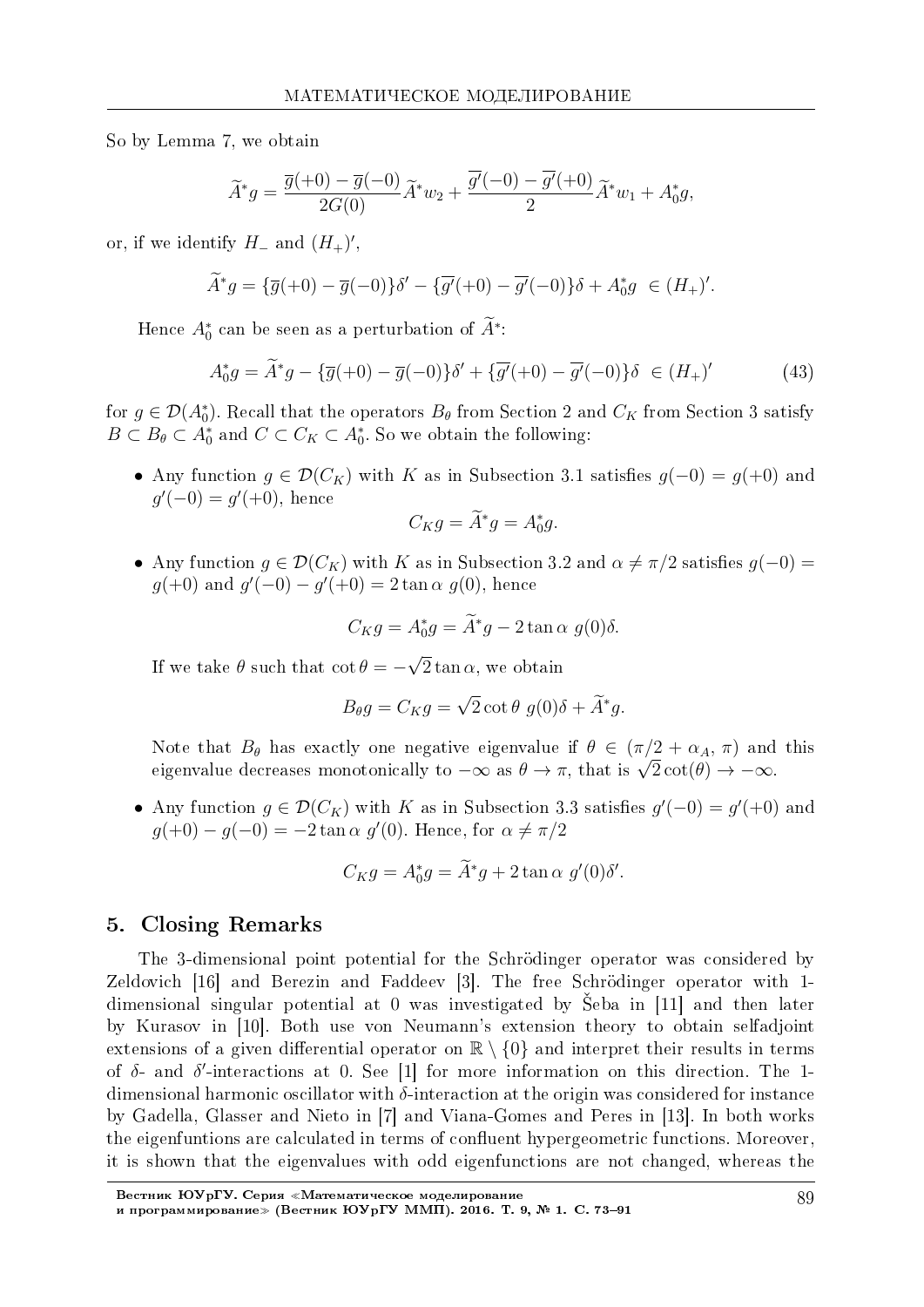So by Lemma 7, we obtain

$$\widetilde{A}^* g = \frac{\overline{g}(+0) - \overline{g}(-0)}{2G(0)} \widetilde{A}^* w_2 + \frac{\overline{g'}(-0) - \overline{g'}(+0)}{2} \widetilde{A}^* w_1 + A_0^* g,$$

or, if we identify $H_-$ and $(H_+)'$,

$$\widetilde{A}^* g = \{\overline{g}(+0) - \overline{g}(-0)\}\delta' - \{\overline{g'}(+0) - \overline{g'}(-0)\}\delta + A_0^* g \ \in (H_+)'.$$

Hence $A_0^*$ can be seen as a perturbation of $\widetilde{A}^*$:

$$A_0^* g = \widetilde{A}^* g - \{\overline{g}(+0) - \overline{g}(-0)\}\delta' + \{\overline{g'}(+0) - \overline{g'}(-0)\}\delta \ \in (H_+)' \tag{43}$$

for $g \in \mathcal{D}(A_0^*)$. Recall that the operators $B_\theta$ from Section 2 and $C_K$ from Section 3 satisfy $B \subset B_\theta \subset A_0^*$ and $C \subset C_K \subset A_0^*$. So we obtain the following:

- Any function $g \in \mathcal{D}(C_K)$ with $K$ as in Subsection 3.1 satisfies $g(-0) = g(+0)$ and $g'(-0) = g'(+0)$, hence
$$C_K g = \widetilde{A}^* g = A_0^* g.$$

- Any function $g \in \mathcal{D}(C_K)$ with $K$ as in Subsection 3.2 and $\alpha \neq \pi/2$ satisfies $g(-0) = g(+0)$ and $g'(-0) - g'(+0) = 2\tan\alpha \ g(0)$, hence
$$C_K g = A_0^* g = \widetilde{A}^* g - 2\tan\alpha \ g(0)\delta.$$
If we take $\theta$ such that $\cot\theta = -\sqrt{2}\tan\alpha$, we obtain
$$B_\theta g = C_K g = \sqrt{2}\cot\theta \ g(0)\delta + \widetilde{A}^* g.$$
Note that $B_\theta$ has exactly one negative eigenvalue if $\theta \in (\pi/2 + \alpha_A, \pi)$ and this eigenvalue decreases monotonically to $-\infty$ as $\theta \to \pi$, that is $\sqrt{2}\cot(\theta) \to -\infty$.

- Any function $g \in \mathcal{D}(C_K)$ with $K$ as in Subsection 3.3 satisfies $g'(-0) = g'(+0)$ and $g(+0) - g(-0) = -2\tan\alpha \ g'(0)$. Hence, for $\alpha \neq \pi/2$
$$C_K g = A_0^* g = \widetilde{A}^* g + 2\tan\alpha \ g'(0)\delta'.$$

## 5. Closing Remarks

The 3-dimensional point potential for the Schrödinger operator was considered by Zeldovich [16] and Berezin and Faddeev [3]. The free Schrödinger operator with 1-dimensional singular potential at 0 was investigated by Šeba in [11] and then later by Kurasov in [10]. Both use von Neumann's extension theory to obtain selfadjoint extensions of a given differential operator on $\mathbb{R} \setminus \{0\}$ and interpret their results in terms of $\delta$- and $\delta'$-interactions at 0. See [1] for more information on this direction. The 1-dimensional harmonic oscillator with $\delta$-interaction at the origin was considered for instance by Gadella, Glasser and Nieto in [7] and Viana-Gomes and Peres in [13]. In both works the eigenfuntions are calculated in terms of confluent hypergeometric functions. Moreover, it is shown that the eigenvalues with odd eigenfunctions are not changed, whereas the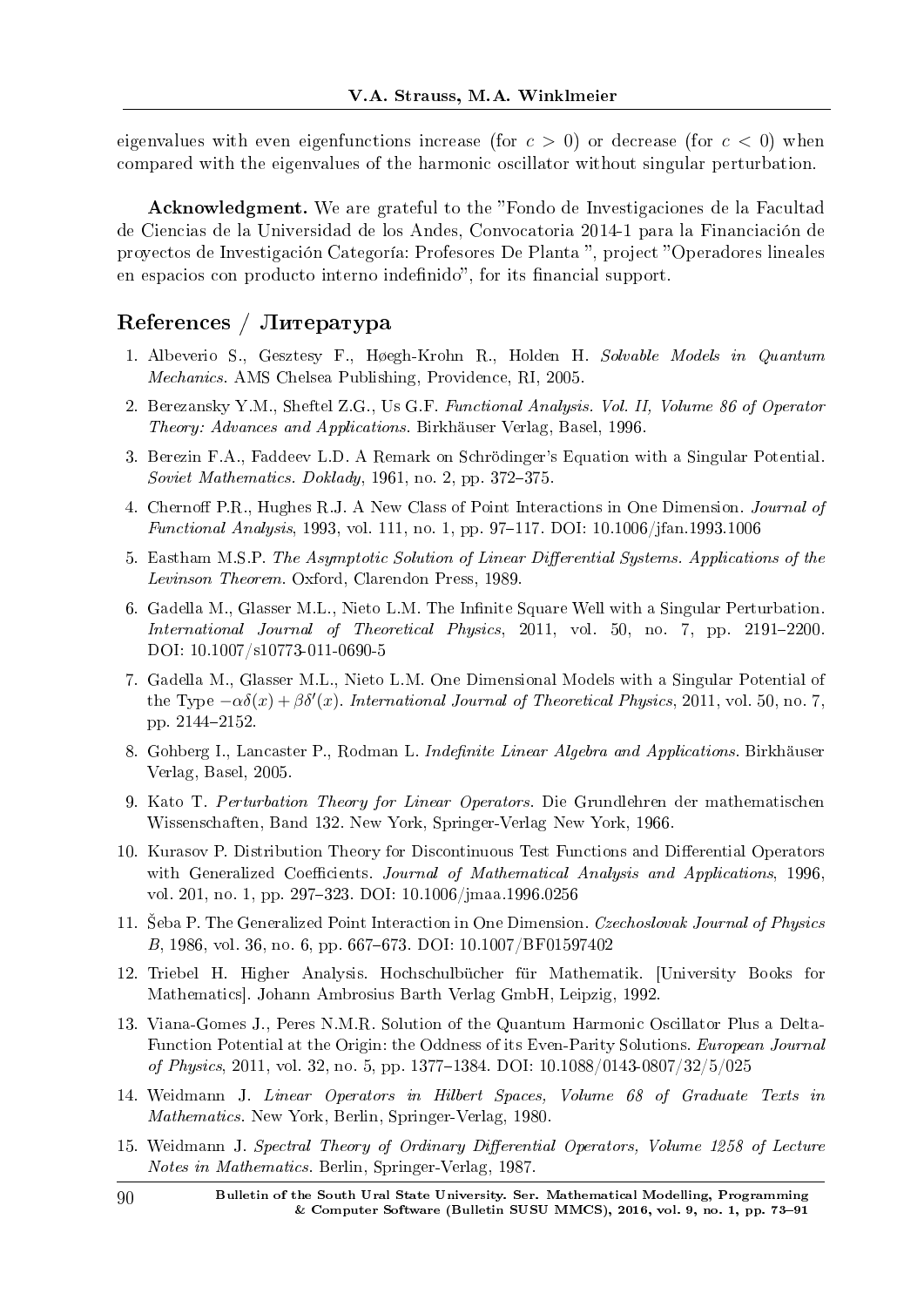eigenvalues with even eigenfunctions increase (for $c > 0$) or decrease (for $c < 0$) when compared with the eigenvalues of the harmonic oscillator without singular perturbation.

**Acknowledgment.** We are grateful to the "Fondo de Investigaciones de la Facultad de Ciencias de la Universidad de los Andes, Convocatoria 2014-1 para la Financiación de proyectos de Investigación Categoría: Profesores De Planta ", project "Operadores lineales en espacios con producto interno indefinido", for its financial support.

## References / Литература

1. Albeverio S., Gesztesy F., Høegh-Krohn R., Holden H. *Solvable Models in Quantum Mechanics*. AMS Chelsea Publishing, Providence, RI, 2005.
2. Berezansky Y.M., Sheftel Z.G., Us G.F. *Functional Analysis. Vol. II, Volume 86 of Operator Theory: Advances and Applications*. Birkhäuser Verlag, Basel, 1996.
3. Berezin F.A., Faddeev L.D. A Remark on Schrödinger's Equation with a Singular Potential. *Soviet Mathematics. Doklady*, 1961, no. 2, pp. 372–375.
4. Chernoff P.R., Hughes R.J. A New Class of Point Interactions in One Dimension. *Journal of Functional Analysis*, 1993, vol. 111, no. 1, pp. 97–117. DOI: 10.1006/jfan.1993.1006
5. Eastham M.S.P. *The Asymptotic Solution of Linear Differential Systems. Applications of the Levinson Theorem*. Oxford, Clarendon Press, 1989.
6. Gadella M., Glasser M.L., Nieto L.M. The Infinite Square Well with a Singular Perturbation. *International Journal of Theoretical Physics*, 2011, vol. 50, no. 7, pp. 2191–2200. DOI: 10.1007/s10773-011-0690-5
7. Gadella M., Glasser M.L., Nieto L.M. One Dimensional Models with a Singular Potential of the Type $-\alpha\delta(x) + \beta\delta'(x)$. *International Journal of Theoretical Physics*, 2011, vol. 50, no. 7, pp. 2144–2152.
8. Gohberg I., Lancaster P., Rodman L. *Indefinite Linear Algebra and Applications*. Birkhäuser Verlag, Basel, 2005.
9. Kato T. *Perturbation Theory for Linear Operators*. Die Grundlehren der mathematischen Wissenschaften, Band 132. New York, Springer-Verlag New York, 1966.
10. Kurasov P. Distribution Theory for Discontinuous Test Functions and Differential Operators with Generalized Coefficients. *Journal of Mathematical Analysis and Applications*, 1996, vol. 201, no. 1, pp. 297–323. DOI: 10.1006/jmaa.1996.0256
11. Šeba P. The Generalized Point Interaction in One Dimension. *Czechoslovak Journal of Physics B*, 1986, vol. 36, no. 6, pp. 667–673. DOI: 10.1007/BF01597402
12. Triebel H. Higher Analysis. Hochschulbücher für Mathematik. [University Books for Mathematics]. Johann Ambrosius Barth Verlag GmbH, Leipzig, 1992.
13. Viana-Gomes J., Peres N.M.R. Solution of the Quantum Harmonic Oscillator Plus a Delta-Function Potential at the Origin: the Oddness of its Even-Parity Solutions. *European Journal of Physics*, 2011, vol. 32, no. 5, pp. 1377–1384. DOI: 10.1088/0143-0807/32/5/025
14. Weidmann J. *Linear Operators in Hilbert Spaces, Volume 68 of Graduate Texts in Mathematics*. New York, Berlin, Springer-Verlag, 1980.
15. Weidmann J. *Spectral Theory of Ordinary Differential Operators, Volume 1258 of Lecture Notes in Mathematics*. Berlin, Springer-Verlag, 1987.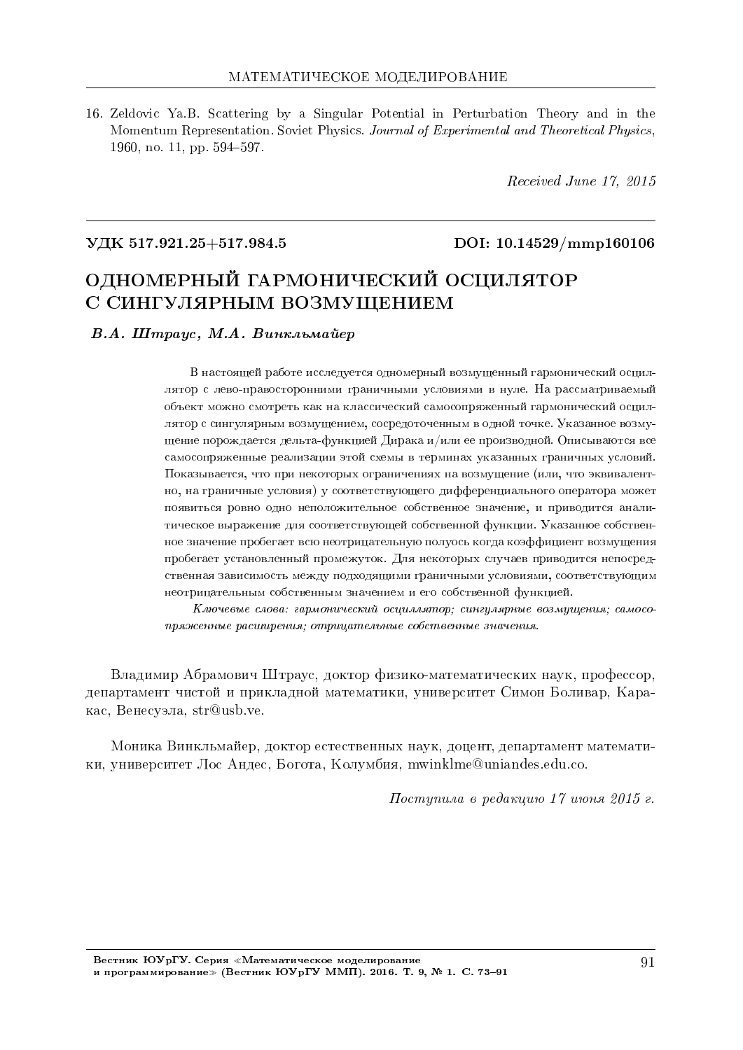16. Zeldovic Ya.B. Scattering by a Singular Potential in Perturbation Theory and in the Momentum Representation. Soviet Physics. *Journal of Experimental and Theoretical Physics*, 1960, no. 11, pp. 594–597.

*Received June 17, 2015*

**УДК 517.921.25+517.984.5** **DOI: 10.14529/mmp160106**

# ОДНОМЕРНЫЙ ГАРМОНИЧЕСКИЙ ОСЦИЛЯТОР С СИНГУЛЯРНЫМ ВОЗМУЩЕНИЕМ

***В.А. Штраус, М.А. Винкльмайер***

В настоящей работе исследуется одномерный возмущенный гармонический осциллятор с лево-правосторонними граничными условиями в нуле. На рассматриваемый объект можно смотреть как на классический самосопряженный гармонический осциллятор с сингулярным возмущением, сосредоточенным в одной точке. Указанное возмущение порождается дельта-функцией Дирака и/или ее производной. Описываются все самосопряженные реализации этой схемы в терминах указанных граничных условий. Показывается, что при некоторых ограничениях на возмущение (или, что эквивалентно, на граничные условия) у соответствующего дифференциального оператора может появиться ровно одно неположительное собственное значение, и приводится аналитическое выражение для соответствующей собственной функции. Указанное собственное значение пробегает всю неотрицательную полуось когда коэффициент возмущения пробегает установленный промежуток. Для некоторых случаев приводится непосредственная зависимость между подходящими граничными условиями, соответствующим неотрицательным собственным значением и его собственной функцией.

*Ключевые слова: гармонический осциллятор; сингулярные возмущения; самосопряженные расширения; отрицательные собственные значения.*

Владимир Абрамович Штраус, доктор физико-математических наук, профессор, департамент чистой и прикладной математики, университет Симон Боливар, Каракас, Венесуэла, str@usb.ve.

Моника Винкльмайер, доктор естественных наук, доцент, департамент математики, университет Лос Андес, Богота, Колумбия, mwinklme@uniandes.edu.co.

*Поступила в редакцию 17 июня 2015 г.*